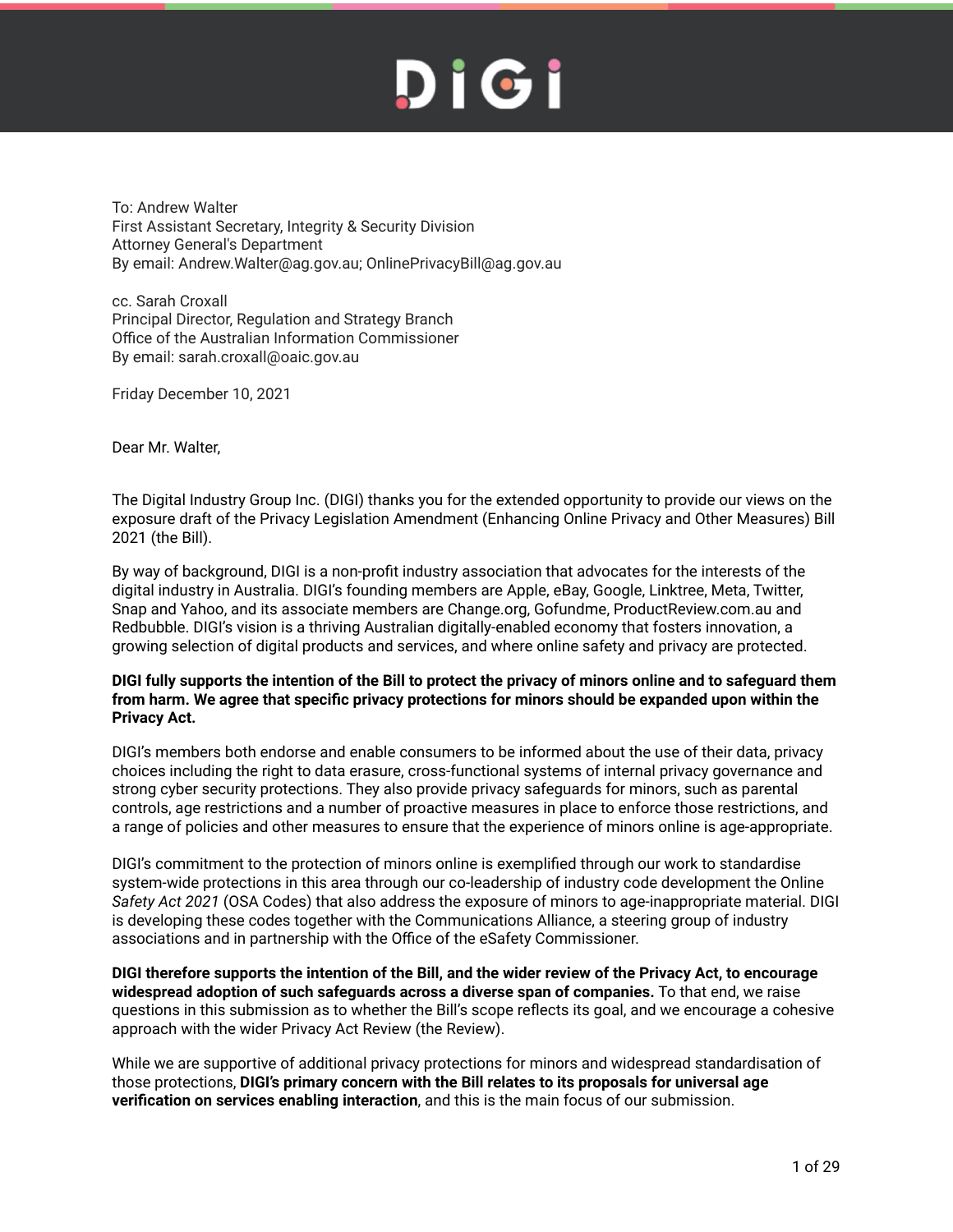To: Andrew Walter
First Assistant Secretary, Integrity & Security Division
Attorney General's Department
By email: Andrew.Walter@ag.gov.au; OnlinePrivacyBill@ag.gov.au

cc. Sarah Croxall
Principal Director, Regulation and Strategy Branch
Office of the Australian Information Commissioner
By email: sarah.croxall@oaic.gov.au

Friday December 10, 2021

Dear Mr. Walter,

The Digital Industry Group Inc. (DIGI) thanks you for the extended opportunity to provide our views on the exposure draft of the Privacy Legislation Amendment (Enhancing Online Privacy and Other Measures) Bill 2021 (the Bill).

By way of background, DIGI is a non-profit industry association that advocates for the interests of the digital industry in Australia. DIGI's founding members are Apple, eBay, Google, Linktree, Meta, Twitter, Snap and Yahoo, and its associate members are Change.org, Gofundme, ProductReview.com.au and Redbubble. DIGI's vision is a thriving Australian digitally-enabled economy that fosters innovation, a growing selection of digital products and services, and where online safety and privacy are protected.

**DIGI fully supports the intention of the Bill to protect the privacy of minors online and to safeguard them from harm. We agree that specific privacy protections for minors should be expanded upon within the Privacy Act.**

DIGI's members both endorse and enable consumers to be informed about the use of their data, privacy choices including the right to data erasure, cross-functional systems of internal privacy governance and strong cyber security protections. They also provide privacy safeguards for minors, such as parental controls, age restrictions and a number of proactive measures in place to enforce those restrictions, and a range of policies and other measures to ensure that the experience of minors online is age-appropriate.

DIGI's commitment to the protection of minors online is exemplified through our work to standardise system-wide protections in this area through our co-leadership of industry code development the Online *Safety Act 2021* (OSA Codes) that also address the exposure of minors to age-inappropriate material. DIGI is developing these codes together with the Communications Alliance, a steering group of industry associations and in partnership with the Office of the eSafety Commissioner.

**DIGI therefore supports the intention of the Bill, and the wider review of the Privacy Act, to encourage widespread adoption of such safeguards across a diverse span of companies.** To that end, we raise questions in this submission as to whether the Bill's scope reflects its goal, and we encourage a cohesive approach with the wider Privacy Act Review (the Review).

While we are supportive of additional privacy protections for minors and widespread standardisation of those protections, **DIGI's primary concern with the Bill relates to its proposals for universal age verification on services enabling interaction**, and this is the main focus of our submission.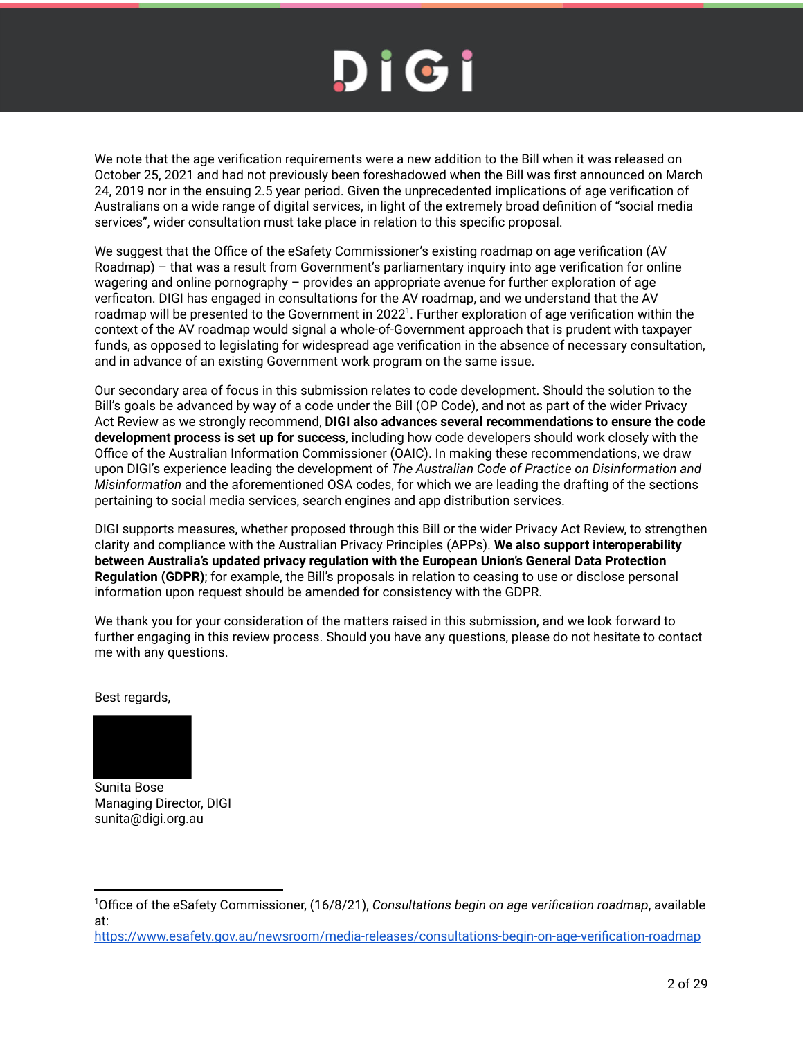We note that the age verification requirements were a new addition to the Bill when it was released on October 25, 2021 and had not previously been foreshadowed when the Bill was first announced on March 24, 2019 nor in the ensuing 2.5 year period. Given the unprecedented implications of age verification of Australians on a wide range of digital services, in light of the extremely broad definition of "social media services", wider consultation must take place in relation to this specific proposal.

We suggest that the Office of the eSafety Commissioner's existing roadmap on age verification (AV Roadmap) – that was a result from Government's parliamentary inquiry into age verification for online wagering and online pornography – provides an appropriate avenue for further exploration of age verficaton. DIGI has engaged in consultations for the AV roadmap, and we understand that the AV roadmap will be presented to the Government in 2022[1]. Further exploration of age verification within the context of the AV roadmap would signal a whole-of-Government approach that is prudent with taxpayer funds, as opposed to legislating for widespread age verification in the absence of necessary consultation, and in advance of an existing Government work program on the same issue.

Our secondary area of focus in this submission relates to code development. Should the solution to the Bill's goals be advanced by way of a code under the Bill (OP Code), and not as part of the wider Privacy Act Review as we strongly recommend, **DIGI also advances several recommendations to ensure the code development process is set up for success**, including how code developers should work closely with the Office of the Australian Information Commissioner (OAIC). In making these recommendations, we draw upon DIGI's experience leading the development of *The Australian Code of Practice on Disinformation and Misinformation* and the aforementioned OSA codes, for which we are leading the drafting of the sections pertaining to social media services, search engines and app distribution services.

DIGI supports measures, whether proposed through this Bill or the wider Privacy Act Review, to strengthen clarity and compliance with the Australian Privacy Principles (APPs). **We also support interoperability between Australia's updated privacy regulation with the European Union's General Data Protection Regulation (GDPR)**; for example, the Bill's proposals in relation to ceasing to use or disclose personal information upon request should be amended for consistency with the GDPR.

We thank you for your consideration of the matters raised in this submission, and we look forward to further engaging in this review process. Should you have any questions, please do not hesitate to contact me with any questions.

Best regards,

Sunita Bose
Managing Director, DIGI
sunita@digi.org.au

---

[1] Office of the eSafety Commissioner, (16/8/21), *Consultations begin on age verification roadmap*, available at: https://www.esafety.gov.au/newsroom/media-releases/consultations-begin-on-age-verification-roadmap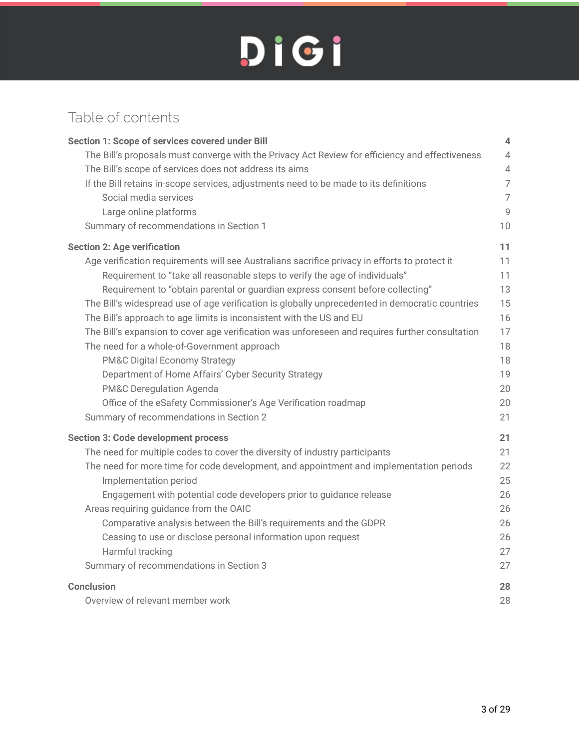# Table of contents

| | |
|---|---|
| **Section 1: Scope of services covered under Bill** | **4** |
| The Bill's proposals must converge with the Privacy Act Review for efficiency and effectiveness | 4 |
| The Bill's scope of services does not address its aims | 4 |
| If the Bill retains in-scope services, adjustments need to be made to its definitions | 7 |
| Social media services | 7 |
| Large online platforms | 9 |
| Summary of recommendations in Section 1 | 10 |
| **Section 2: Age verification** | **11** |
| Age verification requirements will see Australians sacrifice privacy in efforts to protect it | 11 |
| Requirement to "take all reasonable steps to verify the age of individuals" | 11 |
| Requirement to "obtain parental or guardian express consent before collecting" | 13 |
| The Bill's widespread use of age verification is globally unprecedented in democratic countries | 15 |
| The Bill's approach to age limits is inconsistent with the US and EU | 16 |
| The Bill's expansion to cover age verification was unforeseen and requires further consultation | 17 |
| The need for a whole-of-Government approach | 18 |
| PM&C Digital Economy Strategy | 18 |
| Department of Home Affairs' Cyber Security Strategy | 19 |
| PM&C Deregulation Agenda | 20 |
| Office of the eSafety Commissioner's Age Verification roadmap | 20 |
| Summary of recommendations in Section 2 | 21 |
| **Section 3: Code development process** | **21** |
| The need for multiple codes to cover the diversity of industry participants | 21 |
| The need for more time for code development, and appointment and implementation periods | 22 |
| Implementation period | 25 |
| Engagement with potential code developers prior to guidance release | 26 |
| Areas requiring guidance from the OAIC | 26 |
| Comparative analysis between the Bill's requirements and the GDPR | 26 |
| Ceasing to use or disclose personal information upon request | 26 |
| Harmful tracking | 27 |
| Summary of recommendations in Section 3 | 27 |
| **Conclusion** | **28** |
| Overview of relevant member work | 28 |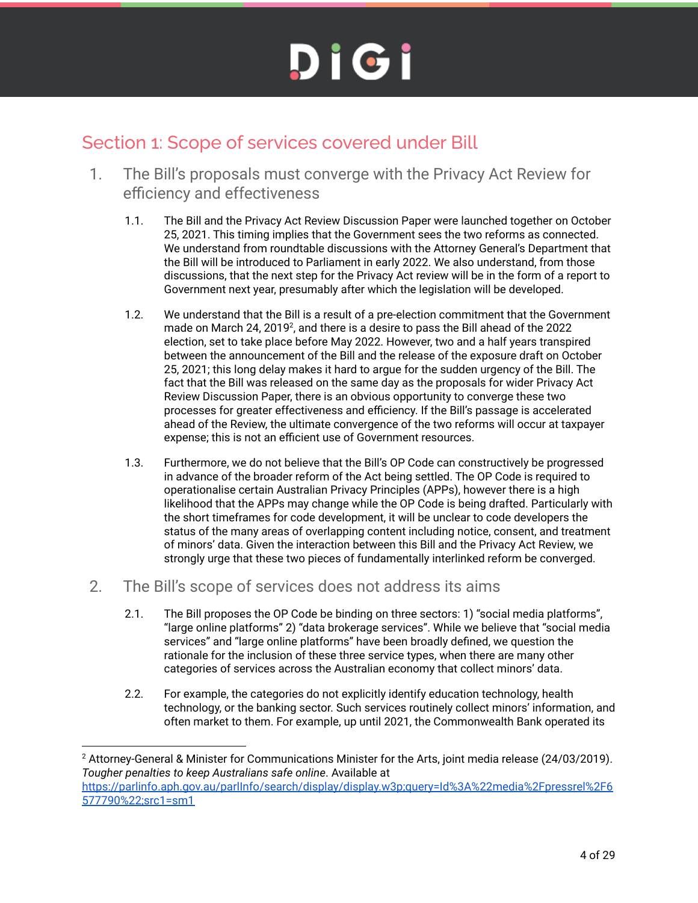## Section 1: Scope of services covered under Bill

### 1. The Bill's proposals must converge with the Privacy Act Review for efficiency and effectiveness

1.1. The Bill and the Privacy Act Review Discussion Paper were launched together on October 25, 2021. This timing implies that the Government sees the two reforms as connected. We understand from roundtable discussions with the Attorney General's Department that the Bill will be introduced to Parliament in early 2022. We also understand, from those discussions, that the next step for the Privacy Act review will be in the form of a report to Government next year, presumably after which the legislation will be developed.

1.2. We understand that the Bill is a result of a pre-election commitment that the Government made on March 24, 2019[2], and there is a desire to pass the Bill ahead of the 2022 election, set to take place before May 2022. However, two and a half years transpired between the announcement of the Bill and the release of the exposure draft on October 25, 2021; this long delay makes it hard to argue for the sudden urgency of the Bill. The fact that the Bill was released on the same day as the proposals for wider Privacy Act Review Discussion Paper, there is an obvious opportunity to converge these two processes for greater effectiveness and efficiency. If the Bill's passage is accelerated ahead of the Review, the ultimate convergence of the two reforms will occur at taxpayer expense; this is not an efficient use of Government resources.

1.3. Furthermore, we do not believe that the Bill's OP Code can constructively be progressed in advance of the broader reform of the Act being settled. The OP Code is required to operationalise certain Australian Privacy Principles (APPs), however there is a high likelihood that the APPs may change while the OP Code is being drafted. Particularly with the short timeframes for code development, it will be unclear to code developers the status of the many areas of overlapping content including notice, consent, and treatment of minors' data. Given the interaction between this Bill and the Privacy Act Review, we strongly urge that these two pieces of fundamentally interlinked reform be converged.

### 2. The Bill's scope of services does not address its aims

2.1. The Bill proposes the OP Code be binding on three sectors: 1) "social media platforms", "large online platforms" 2) "data brokerage services". While we believe that "social media services" and "large online platforms" have been broadly defined, we question the rationale for the inclusion of these three service types, when there are many other categories of services across the Australian economy that collect minors' data.

2.2. For example, the categories do not explicitly identify education technology, health technology, or the banking sector. Such services routinely collect minors' information, and often market to them. For example, up until 2021, the Commonwealth Bank operated its

---

[2] Attorney-General & Minister for Communications Minister for the Arts, joint media release (24/03/2019). *Tougher penalties to keep Australians safe online*. Available at https://parlinfo.aph.gov.au/parlInfo/search/display/display.w3p;query=Id%3A%22media%2Fpressrel%2F6577790%22;src1=sm1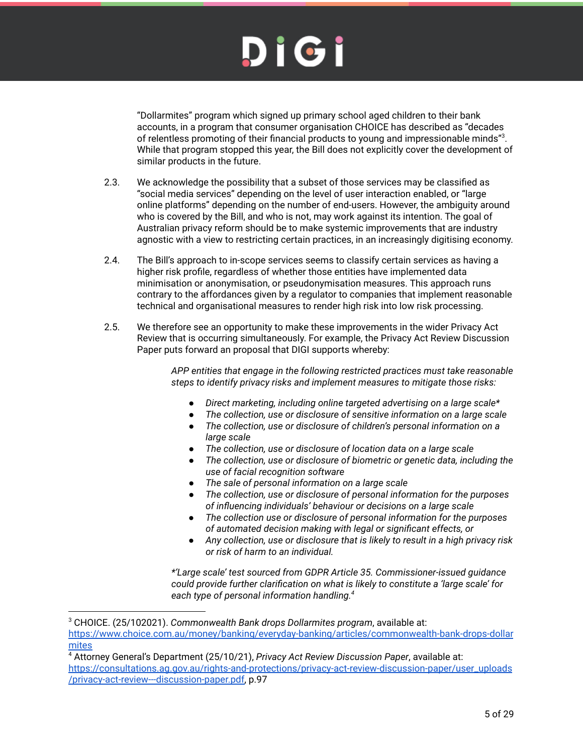"Dollarmites" program which signed up primary school aged children to their bank accounts, in a program that consumer organisation CHOICE has described as "decades of relentless promoting of their financial products to young and impressionable minds"[3]. While that program stopped this year, the Bill does not explicitly cover the development of similar products in the future.

2.3. We acknowledge the possibility that a subset of those services may be classified as "social media services" depending on the level of user interaction enabled, or "large online platforms" depending on the number of end-users. However, the ambiguity around who is covered by the Bill, and who is not, may work against its intention. The goal of Australian privacy reform should be to make systemic improvements that are industry agnostic with a view to restricting certain practices, in an increasingly digitising economy.

2.4. The Bill's approach to in-scope services seems to classify certain services as having a higher risk profile, regardless of whether those entities have implemented data minimisation or anonymisation, or pseudonymisation measures. This approach runs contrary to the affordances given by a regulator to companies that implement reasonable technical and organisational measures to render high risk into low risk processing.

2.5. We therefore see an opportunity to make these improvements in the wider Privacy Act Review that is occurring simultaneously. For example, the Privacy Act Review Discussion Paper puts forward an proposal that DIGI supports whereby:

> *APP entities that engage in the following restricted practices must take reasonable steps to identify privacy risks and implement measures to mitigate those risks:*
>
> - *Direct marketing, including online targeted advertising on a large scale**
> - *The collection, use or disclosure of sensitive information on a large scale*
> - *The collection, use or disclosure of children's personal information on a large scale*
> - *The collection, use or disclosure of location data on a large scale*
> - *The collection, use or disclosure of biometric or genetic data, including the use of facial recognition software*
> - *The sale of personal information on a large scale*
> - *The collection, use or disclosure of personal information for the purposes of influencing individuals' behaviour or decisions on a large scale*
> - *The collection use or disclosure of personal information for the purposes of automated decision making with legal or significant effects, or*
> - *Any collection, use or disclosure that is likely to result in a high privacy risk or risk of harm to an individual.*
>
> **'Large scale' test sourced from GDPR Article 35. Commissioner-issued guidance could provide further clarification on what is likely to constitute a 'large scale' for each type of personal information handling.*[4]

---

[3] CHOICE. (25/102021). *Commonwealth Bank drops Dollarmites program*, available at: https://www.choice.com.au/money/banking/everyday-banking/articles/commonwealth-bank-drops-dollarmites

[4] Attorney General's Department (25/10/21), *Privacy Act Review Discussion Paper*, available at: https://consultations.ag.gov.au/rights-and-protections/privacy-act-review-discussion-paper/user_uploads/privacy-act-review---discussion-paper.pdf, p.97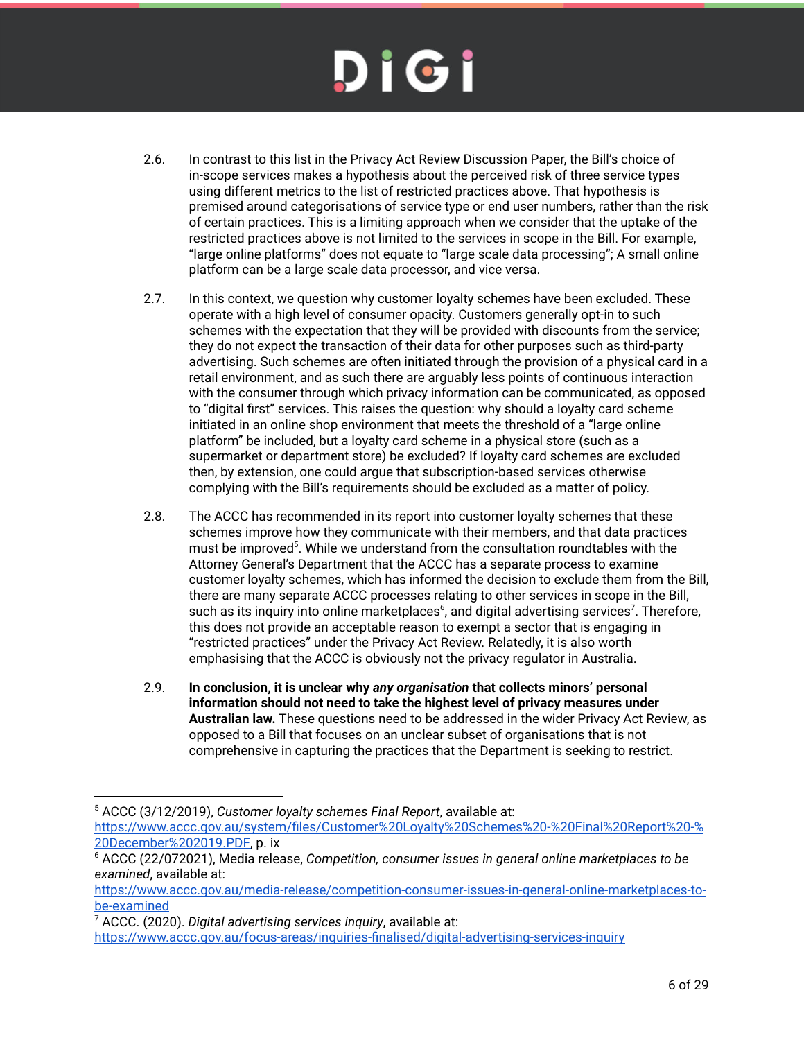2.6. In contrast to this list in the Privacy Act Review Discussion Paper, the Bill's choice of in-scope services makes a hypothesis about the perceived risk of three service types using different metrics to the list of restricted practices above. That hypothesis is premised around categorisations of service type or end user numbers, rather than the risk of certain practices. This is a limiting approach when we consider that the uptake of the restricted practices above is not limited to the services in scope in the Bill. For example, "large online platforms" does not equate to "large scale data processing"; A small online platform can be a large scale data processor, and vice versa.

2.7. In this context, we question why customer loyalty schemes have been excluded. These operate with a high level of consumer opacity. Customers generally opt-in to such schemes with the expectation that they will be provided with discounts from the service; they do not expect the transaction of their data for other purposes such as third-party advertising. Such schemes are often initiated through the provision of a physical card in a retail environment, and as such there are arguably less points of continuous interaction with the consumer through which privacy information can be communicated, as opposed to "digital first" services. This raises the question: why should a loyalty card scheme initiated in an online shop environment that meets the threshold of a "large online platform" be included, but a loyalty card scheme in a physical store (such as a supermarket or department store) be excluded? If loyalty card schemes are excluded then, by extension, one could argue that subscription-based services otherwise complying with the Bill's requirements should be excluded as a matter of policy.

2.8. The ACCC has recommended in its report into customer loyalty schemes that these schemes improve how they communicate with their members, and that data practices must be improved[5]. While we understand from the consultation roundtables with the Attorney General's Department that the ACCC has a separate process to examine customer loyalty schemes, which has informed the decision to exclude them from the Bill, there are many separate ACCC processes relating to other services in scope in the Bill, such as its inquiry into online marketplaces[6], and digital advertising services[7]. Therefore, this does not provide an acceptable reason to exempt a sector that is engaging in "restricted practices" under the Privacy Act Review. Relatedly, it is also worth emphasising that the ACCC is obviously not the privacy regulator in Australia.

2.9. **In conclusion, it is unclear why *any organisation* that collects minors' personal information should not need to take the highest level of privacy measures under Australian law.** These questions need to be addressed in the wider Privacy Act Review, as opposed to a Bill that focuses on an unclear subset of organisations that is not comprehensive in capturing the practices that the Department is seeking to restrict.

---

[5] ACCC (3/12/2019), *Customer loyalty schemes Final Report*, available at: https://www.accc.gov.au/system/files/Customer%20Loyalty%20Schemes%20-%20Final%20Report%20-%20December%202019.PDF, p. ix

[6] ACCC (22/072021), Media release, *Competition, consumer issues in general online marketplaces to be examined*, available at: https://www.accc.gov.au/media-release/competition-consumer-issues-in-general-online-marketplaces-to-be-examined

[7] ACCC. (2020). *Digital advertising services inquiry*, available at: https://www.accc.gov.au/focus-areas/inquiries-finalised/digital-advertising-services-inquiry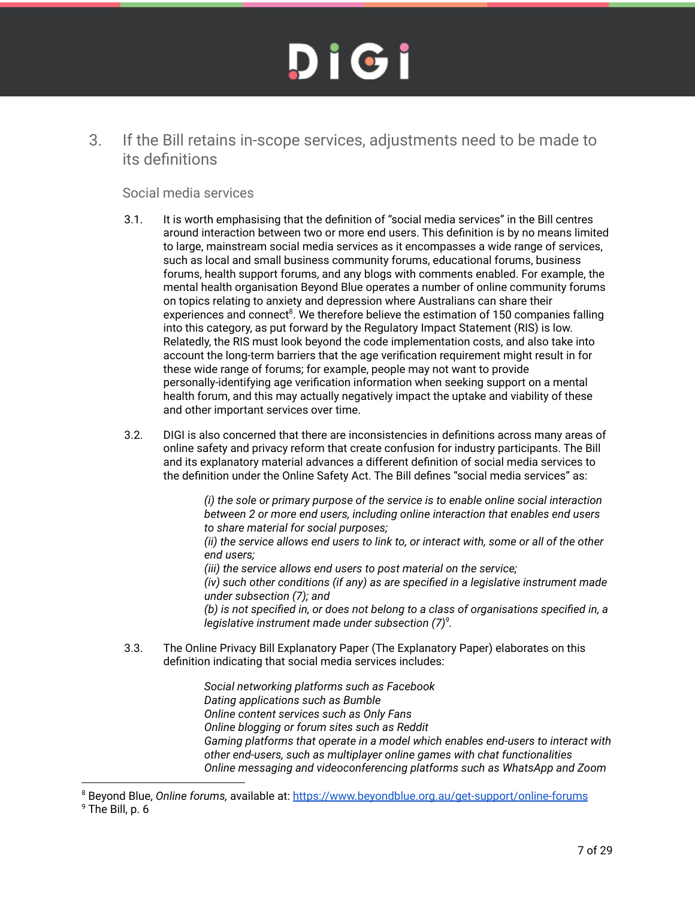## 3. If the Bill retains in-scope services, adjustments need to be made to its definitions

### Social media services

3.1. It is worth emphasising that the definition of "social media services" in the Bill centres around interaction between two or more end users. This definition is by no means limited to large, mainstream social media services as it encompasses a wide range of services, such as local and small business community forums, educational forums, business forums, health support forums, and any blogs with comments enabled. For example, the mental health organisation Beyond Blue operates a number of online community forums on topics relating to anxiety and depression where Australians can share their experiences and connect[8]. We therefore believe the estimation of 150 companies falling into this category, as put forward by the Regulatory Impact Statement (RIS) is low. Relatedly, the RIS must look beyond the code implementation costs, and also take into account the long-term barriers that the age verification requirement might result in for these wide range of forums; for example, people may not want to provide personally-identifying age verification information when seeking support on a mental health forum, and this may actually negatively impact the uptake and viability of these and other important services over time.

3.2. DIGI is also concerned that there are inconsistencies in definitions across many areas of online safety and privacy reform that create confusion for industry participants. The Bill and its explanatory material advances a different definition of social media services to the definition under the Online Safety Act. The Bill defines "social media services" as:

> *(i) the sole or primary purpose of the service is to enable online social interaction between 2 or more end users, including online interaction that enables end users to share material for social purposes;*
> *(ii) the service allows end users to link to, or interact with, some or all of the other end users;*
> *(iii) the service allows end users to post material on the service;*
> *(iv) such other conditions (if any) as are specified in a legislative instrument made under subsection (7); and*
> *(b) is not specified in, or does not belong to a class of organisations specified in, a legislative instrument made under subsection (7)*[9]*.*

3.3. The Online Privacy Bill Explanatory Paper (The Explanatory Paper) elaborates on this definition indicating that social media services includes:

> *Social networking platforms such as Facebook*
> *Dating applications such as Bumble*
> *Online content services such as Only Fans*
> *Online blogging or forum sites such as Reddit*
> *Gaming platforms that operate in a model which enables end-users to interact with other end-users, such as multiplayer online games with chat functionalities*
> *Online messaging and videoconferencing platforms such as WhatsApp and Zoom*

---

[8] Beyond Blue, *Online forums,* available at: https://www.beyondblue.org.au/get-support/online-forums
[9] The Bill, p. 6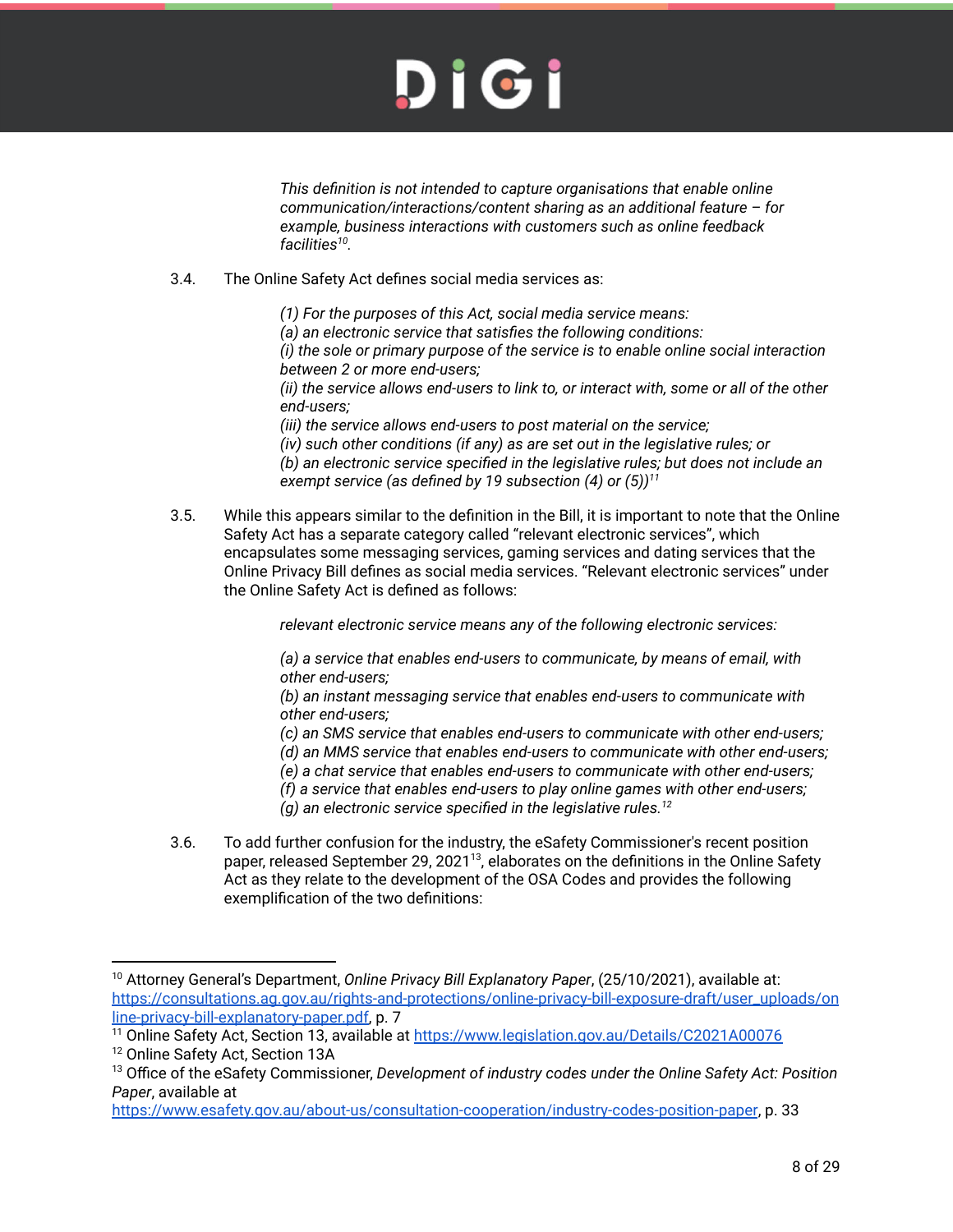*This definition is not intended to capture organisations that enable online communication/interactions/content sharing as an additional feature – for example, business interactions with customers such as online feedback facilities*[10].

3.4. The Online Safety Act defines social media services as:

> *(1) For the purposes of this Act, social media service means:*
> *(a) an electronic service that satisfies the following conditions:*
> *(i) the sole or primary purpose of the service is to enable online social interaction between 2 or more end-users;*
> *(ii) the service allows end-users to link to, or interact with, some or all of the other end-users;*
> *(iii) the service allows end-users to post material on the service;*
> *(iv) such other conditions (if any) as are set out in the legislative rules; or*
> *(b) an electronic service specified in the legislative rules; but does not include an exempt service (as defined by 19 subsection (4) or (5))*[11]

3.5. While this appears similar to the definition in the Bill, it is important to note that the Online Safety Act has a separate category called "relevant electronic services", which encapsulates some messaging services, gaming services and dating services that the Online Privacy Bill defines as social media services. "Relevant electronic services" under the Online Safety Act is defined as follows:

> *relevant electronic service means any of the following electronic services:*
>
> *(a) a service that enables end-users to communicate, by means of email, with other end-users;*
> *(b) an instant messaging service that enables end-users to communicate with other end-users;*
> *(c) an SMS service that enables end-users to communicate with other end-users;*
> *(d) an MMS service that enables end-users to communicate with other end-users;*
> *(e) a chat service that enables end-users to communicate with other end-users;*
> *(f) a service that enables end-users to play online games with other end-users;*
> *(g) an electronic service specified in the legislative rules.*[12]

3.6. To add further confusion for the industry, the eSafety Commissioner's recent position paper, released September 29, 2021[13], elaborates on the definitions in the Online Safety Act as they relate to the development of the OSA Codes and provides the following exemplification of the two definitions:

---

[10] Attorney General's Department, *Online Privacy Bill Explanatory Paper*, (25/10/2021), available at: https://consultations.ag.gov.au/rights-and-protections/online-privacy-bill-exposure-draft/user_uploads/online-privacy-bill-explanatory-paper.pdf, p. 7

[11] Online Safety Act, Section 13, available at https://www.legislation.gov.au/Details/C2021A00076

[12] Online Safety Act, Section 13A

[13] Office of the eSafety Commissioner, *Development of industry codes under the Online Safety Act: Position Paper*, available at https://www.esafety.gov.au/about-us/consultation-cooperation/industry-codes-position-paper, p. 33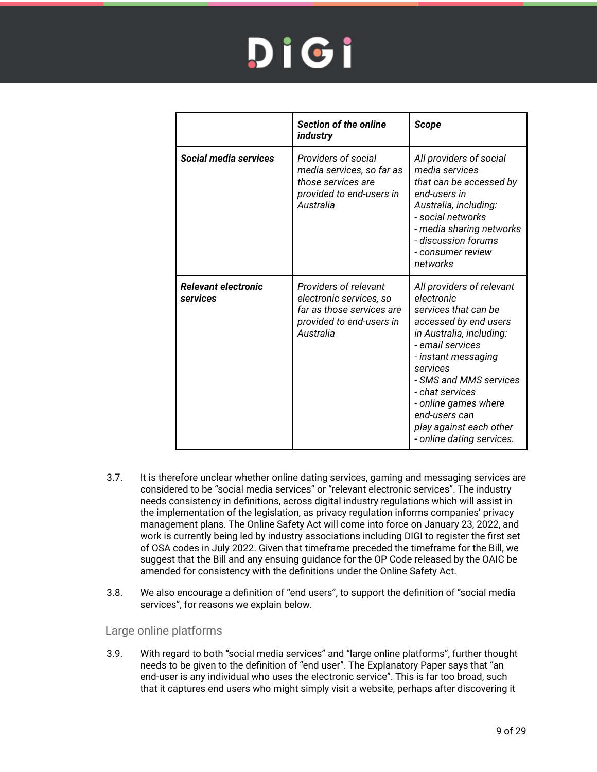| | ***Section of the online industry*** | ***Scope*** |
|---|---|---|
| ***Social media services*** | *Providers of social media services, so far as those services are provided to end-users in Australia* | *All providers of social media services that can be accessed by end-users in Australia, including:*<br>*- social networks*<br>*- media sharing networks*<br>*- discussion forums*<br>*- consumer review networks* |
| ***Relevant electronic services*** | *Providers of relevant electronic services, so far as those services are provided to end-users in Australia* | *All providers of relevant electronic services that can be accessed by end users in Australia, including:*<br>*- email services*<br>*- instant messaging services*<br>*- SMS and MMS services*<br>*- chat services*<br>*- online games where end-users can play against each other*<br>*- online dating services.* |

3.7. It is therefore unclear whether online dating services, gaming and messaging services are considered to be "social media services" or "relevant electronic services". The industry needs consistency in definitions, across digital industry regulations which will assist in the implementation of the legislation, as privacy regulation informs companies' privacy management plans. The Online Safety Act will come into force on January 23, 2022, and work is currently being led by industry associations including DIGI to register the first set of OSA codes in July 2022. Given that timeframe preceded the timeframe for the Bill, we suggest that the Bill and any ensuing guidance for the OP Code released by the OAIC be amended for consistency with the definitions under the Online Safety Act.

3.8. We also encourage a definition of "end users", to support the definition of "social media services", for reasons we explain below.

## Large online platforms

3.9. With regard to both "social media services" and "large online platforms", further thought needs to be given to the definition of "end user". The Explanatory Paper says that "an end-user is any individual who uses the electronic service". This is far too broad, such that it captures end users who might simply visit a website, perhaps after discovering it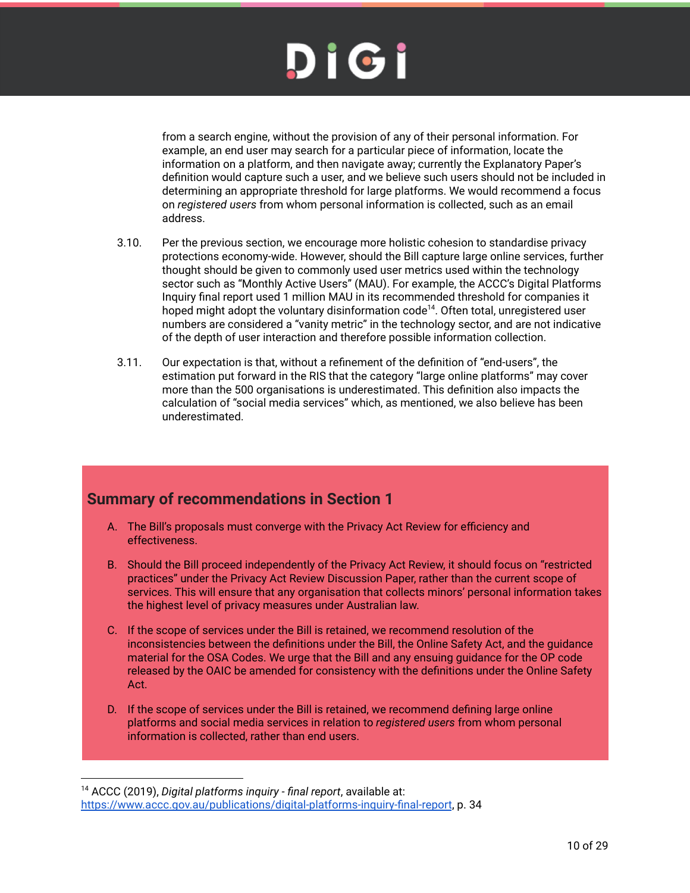from a search engine, without the provision of any of their personal information. For example, an end user may search for a particular piece of information, locate the information on a platform, and then navigate away; currently the Explanatory Paper's definition would capture such a user, and we believe such users should not be included in determining an appropriate threshold for large platforms. We would recommend a focus on *registered users* from whom personal information is collected, such as an email address.

3.10. Per the previous section, we encourage more holistic cohesion to standardise privacy protections economy-wide. However, should the Bill capture large online services, further thought should be given to commonly used user metrics used within the technology sector such as "Monthly Active Users" (MAU). For example, the ACCC's Digital Platforms Inquiry final report used 1 million MAU in its recommended threshold for companies it hoped might adopt the voluntary disinformation code[14]. Often total, unregistered user numbers are considered a "vanity metric" in the technology sector, and are not indicative of the depth of user interaction and therefore possible information collection.

3.11. Our expectation is that, without a refinement of the definition of "end-users", the estimation put forward in the RIS that the category "large online platforms" may cover more than the 500 organisations is underestimated. This definition also impacts the calculation of "social media services" which, as mentioned, we also believe has been underestimated.

## Summary of recommendations in Section 1

A. The Bill's proposals must converge with the Privacy Act Review for efficiency and effectiveness.

B. Should the Bill proceed independently of the Privacy Act Review, it should focus on "restricted practices" under the Privacy Act Review Discussion Paper, rather than the current scope of services. This will ensure that any organisation that collects minors' personal information takes the highest level of privacy measures under Australian law.

C. If the scope of services under the Bill is retained, we recommend resolution of the inconsistencies between the definitions under the Bill, the Online Safety Act, and the guidance material for the OSA Codes. We urge that the Bill and any ensuing guidance for the OP code released by the OAIC be amended for consistency with the definitions under the Online Safety Act.

D. If the scope of services under the Bill is retained, we recommend defining large online platforms and social media services in relation to *registered users* from whom personal information is collected, rather than end users.

---

[14] ACCC (2019), *Digital platforms inquiry - final report*, available at: https://www.accc.gov.au/publications/digital-platforms-inquiry-final-report, p. 34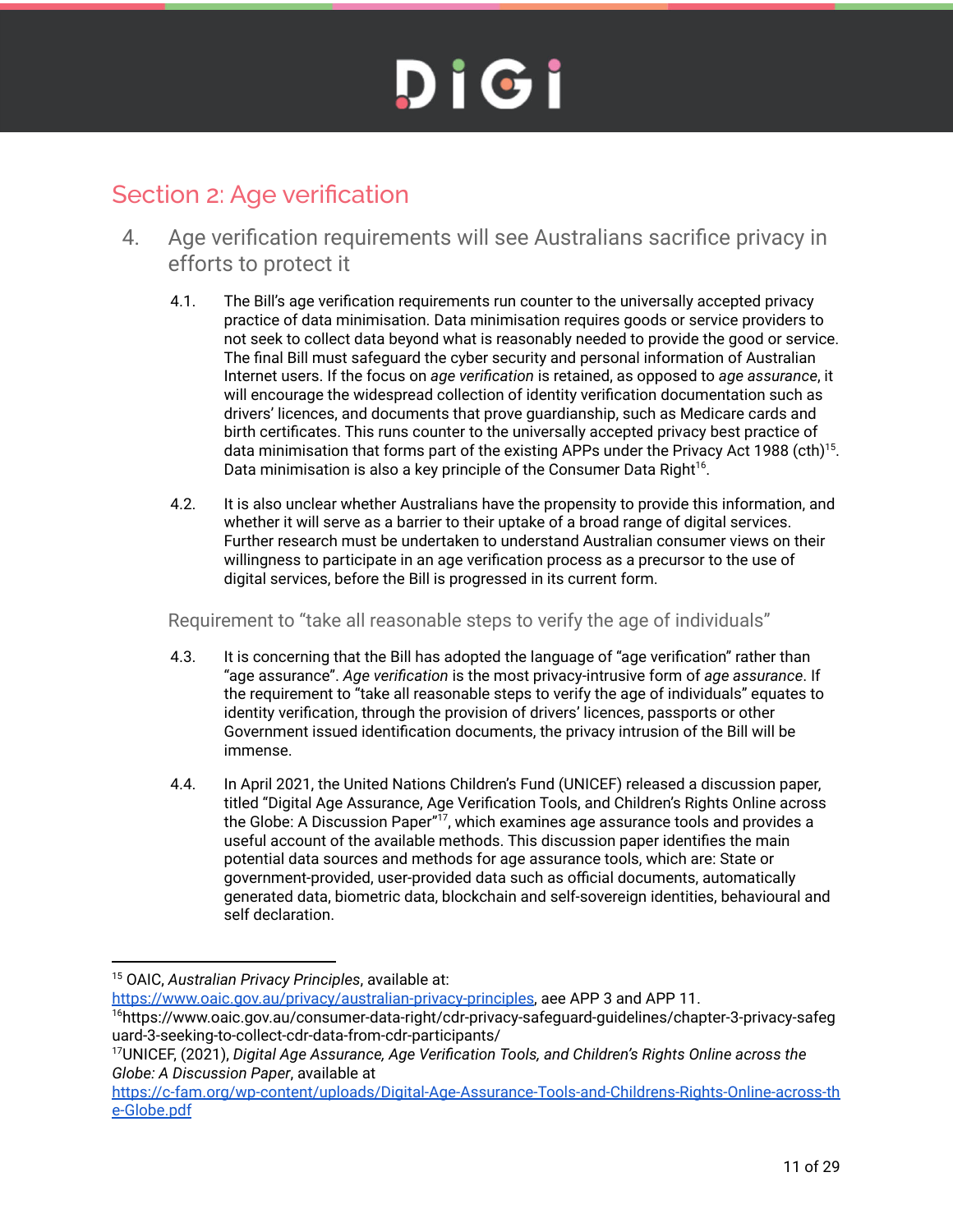## Section 2: Age verification

### 4. Age verification requirements will see Australians sacrifice privacy in efforts to protect it

4.1. The Bill's age verification requirements run counter to the universally accepted privacy practice of data minimisation. Data minimisation requires goods or service providers to not seek to collect data beyond what is reasonably needed to provide the good or service. The final Bill must safeguard the cyber security and personal information of Australian Internet users. If the focus on *age verification* is retained, as opposed to *age assurance*, it will encourage the widespread collection of identity verification documentation such as drivers' licences, and documents that prove guardianship, such as Medicare cards and birth certificates. This runs counter to the universally accepted privacy best practice of data minimisation that forms part of the existing APPs under the Privacy Act 1988 (cth)[15]. Data minimisation is also a key principle of the Consumer Data Right[16].

4.2. It is also unclear whether Australians have the propensity to provide this information, and whether it will serve as a barrier to their uptake of a broad range of digital services. Further research must be undertaken to understand Australian consumer views on their willingness to participate in an age verification process as a precursor to the use of digital services, before the Bill is progressed in its current form.

#### Requirement to "take all reasonable steps to verify the age of individuals"

4.3. It is concerning that the Bill has adopted the language of "age verification" rather than "age assurance". *Age verification* is the most privacy-intrusive form of *age assurance*. If the requirement to "take all reasonable steps to verify the age of individuals" equates to identity verification, through the provision of drivers' licences, passports or other Government issued identification documents, the privacy intrusion of the Bill will be immense.

4.4. In April 2021, the United Nations Children's Fund (UNICEF) released a discussion paper, titled "Digital Age Assurance, Age Verification Tools, and Children's Rights Online across the Globe: A Discussion Paper"[17], which examines age assurance tools and provides a useful account of the available methods. This discussion paper identifies the main potential data sources and methods for age assurance tools, which are: State or government-provided, user-provided data such as official documents, automatically generated data, biometric data, blockchain and self-sovereign identities, behavioural and self declaration.

---

[15] OAIC, *Australian Privacy Principles*, available at: https://www.oaic.gov.au/privacy/australian-privacy-principles, aee APP 3 and APP 11.

[16] https://www.oaic.gov.au/consumer-data-right/cdr-privacy-safeguard-guidelines/chapter-3-privacy-safeguard-3-seeking-to-collect-cdr-data-from-cdr-participants/

[17] UNICEF, (2021), *Digital Age Assurance, Age Verification Tools, and Children's Rights Online across the Globe: A Discussion Paper*, available at https://c-fam.org/wp-content/uploads/Digital-Age-Assurance-Tools-and-Childrens-Rights-Online-across-the-Globe.pdf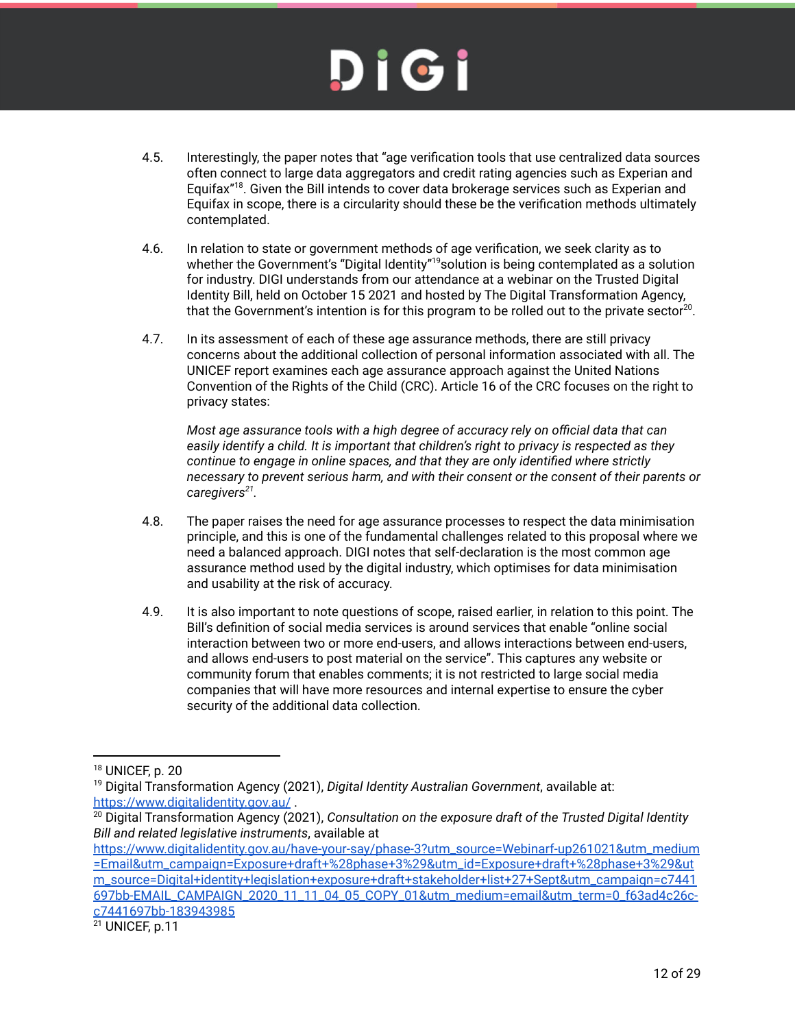4.5. Interestingly, the paper notes that "age verification tools that use centralized data sources often connect to large data aggregators and credit rating agencies such as Experian and Equifax"[18]. Given the Bill intends to cover data brokerage services such as Experian and Equifax in scope, there is a circularity should these be the verification methods ultimately contemplated.

4.6. In relation to state or government methods of age verification, we seek clarity as to whether the Government's "Digital Identity"[19]solution is being contemplated as a solution for industry. DIGI understands from our attendance at a webinar on the Trusted Digital Identity Bill, held on October 15 2021 and hosted by The Digital Transformation Agency, that the Government's intention is for this program to be rolled out to the private sector[20].

4.7. In its assessment of each of these age assurance methods, there are still privacy concerns about the additional collection of personal information associated with all. The UNICEF report examines each age assurance approach against the United Nations Convention of the Rights of the Child (CRC). Article 16 of the CRC focuses on the right to privacy states:

> *Most age assurance tools with a high degree of accuracy rely on official data that can easily identify a child. It is important that children's right to privacy is respected as they continue to engage in online spaces, and that they are only identified where strictly necessary to prevent serious harm, and with their consent or the consent of their parents or caregivers*[21].

4.8. The paper raises the need for age assurance processes to respect the data minimisation principle, and this is one of the fundamental challenges related to this proposal where we need a balanced approach. DIGI notes that self-declaration is the most common age assurance method used by the digital industry, which optimises for data minimisation and usability at the risk of accuracy.

4.9. It is also important to note questions of scope, raised earlier, in relation to this point. The Bill's definition of social media services is around services that enable "online social interaction between two or more end-users, and allows interactions between end-users, and allows end-users to post material on the service". This captures any website or community forum that enables comments; it is not restricted to large social media companies that will have more resources and internal expertise to ensure the cyber security of the additional data collection.

---

[18] UNICEF, p. 20

[19] Digital Transformation Agency (2021), *Digital Identity Australian Government*, available at: https://www.digitalidentity.gov.au/ .

[20] Digital Transformation Agency (2021), *Consultation on the exposure draft of the Trusted Digital Identity Bill and related legislative instruments*, available at https://www.digitalidentity.gov.au/have-your-say/phase-3?utm_source=Webinarf-up261021&utm_medium=Email&utm_campaign=Exposure+draft+%28phase+3%29&utm_id=Exposure+draft+%28phase+3%29&utm_source=Digital+identity+legislation+exposure+draft+stakeholder+list+27+Sept&utm_campaign=c7441697bb-EMAIL_CAMPAIGN_2020_11_11_04_05_COPY_01&utm_medium=email&utm_term=0_f63ad4c26c-c7441697bb-183943985

[21] UNICEF, p.11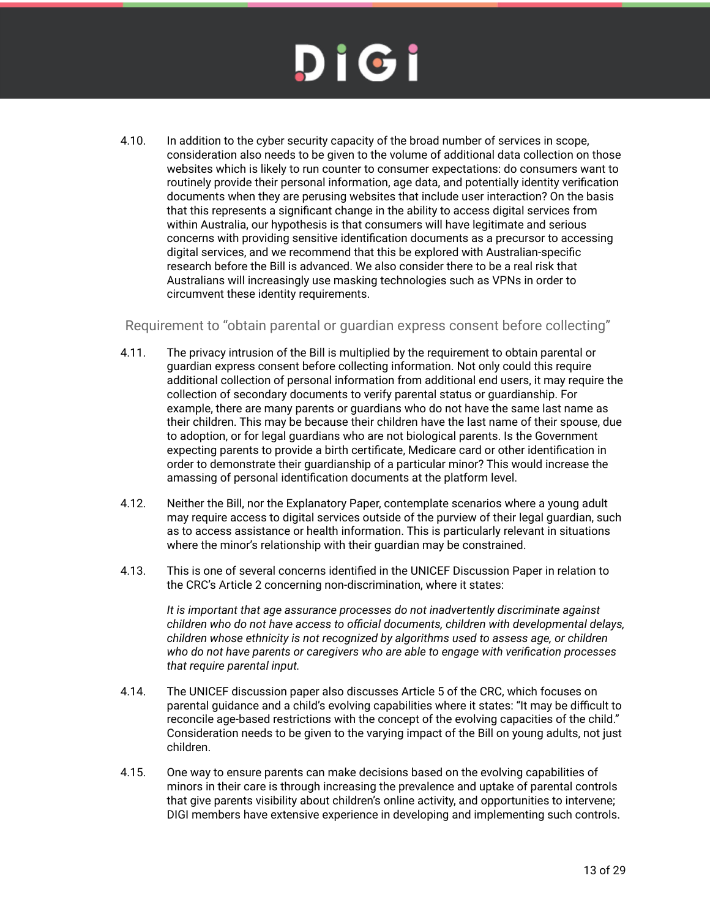4.10. In addition to the cyber security capacity of the broad number of services in scope, consideration also needs to be given to the volume of additional data collection on those websites which is likely to run counter to consumer expectations: do consumers want to routinely provide their personal information, age data, and potentially identity verification documents when they are perusing websites that include user interaction? On the basis that this represents a significant change in the ability to access digital services from within Australia, our hypothesis is that consumers will have legitimate and serious concerns with providing sensitive identification documents as a precursor to accessing digital services, and we recommend that this be explored with Australian-specific research before the Bill is advanced. We also consider there to be a real risk that Australians will increasingly use masking technologies such as VPNs in order to circumvent these identity requirements.

### Requirement to "obtain parental or guardian express consent before collecting"

4.11. The privacy intrusion of the Bill is multiplied by the requirement to obtain parental or guardian express consent before collecting information. Not only could this require additional collection of personal information from additional end users, it may require the collection of secondary documents to verify parental status or guardianship. For example, there are many parents or guardians who do not have the same last name as their children. This may be because their children have the last name of their spouse, due to adoption, or for legal guardians who are not biological parents. Is the Government expecting parents to provide a birth certificate, Medicare card or other identification in order to demonstrate their guardianship of a particular minor? This would increase the amassing of personal identification documents at the platform level.

4.12. Neither the Bill, nor the Explanatory Paper, contemplate scenarios where a young adult may require access to digital services outside of the purview of their legal guardian, such as to access assistance or health information. This is particularly relevant in situations where the minor's relationship with their guardian may be constrained.

4.13. This is one of several concerns identified in the UNICEF Discussion Paper in relation to the CRC's Article 2 concerning non-discrimination, where it states:

> *It is important that age assurance processes do not inadvertently discriminate against children who do not have access to official documents, children with developmental delays, children whose ethnicity is not recognized by algorithms used to assess age, or children who do not have parents or caregivers who are able to engage with verification processes that require parental input.*

4.14. The UNICEF discussion paper also discusses Article 5 of the CRC, which focuses on parental guidance and a child's evolving capabilities where it states: "It may be difficult to reconcile age-based restrictions with the concept of the evolving capacities of the child." Consideration needs to be given to the varying impact of the Bill on young adults, not just children.

4.15. One way to ensure parents can make decisions based on the evolving capabilities of minors in their care is through increasing the prevalence and uptake of parental controls that give parents visibility about children's online activity, and opportunities to intervene; DIGI members have extensive experience in developing and implementing such controls.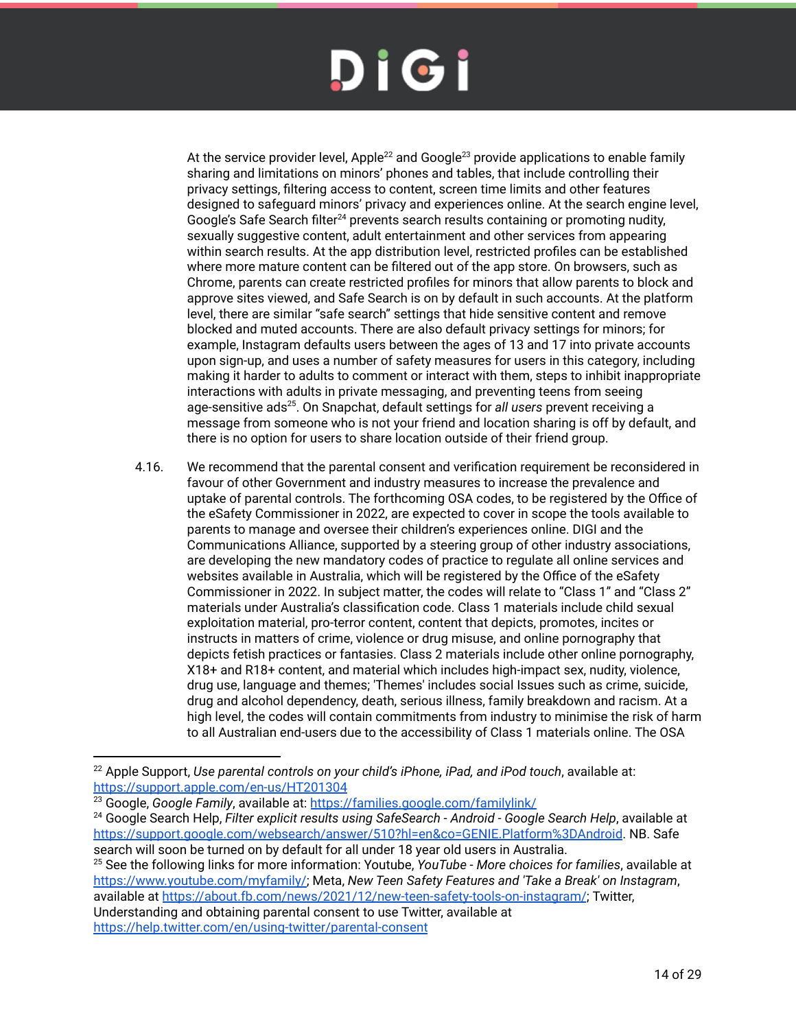At the service provider level, Apple[22] and Google[23] provide applications to enable family sharing and limitations on minors' phones and tables, that include controlling their privacy settings, filtering access to content, screen time limits and other features designed to safeguard minors' privacy and experiences online. At the search engine level, Google's Safe Search filter[24] prevents search results containing or promoting nudity, sexually suggestive content, adult entertainment and other services from appearing within search results. At the app distribution level, restricted profiles can be established where more mature content can be filtered out of the app store. On browsers, such as Chrome, parents can create restricted profiles for minors that allow parents to block and approve sites viewed, and Safe Search is on by default in such accounts. At the platform level, there are similar "safe search" settings that hide sensitive content and remove blocked and muted accounts. There are also default privacy settings for minors; for example, Instagram defaults users between the ages of 13 and 17 into private accounts upon sign-up, and uses a number of safety measures for users in this category, including making it harder to adults to comment or interact with them, steps to inhibit inappropriate interactions with adults in private messaging, and preventing teens from seeing age-sensitive ads[25]. On Snapchat, default settings for *all users* prevent receiving a message from someone who is not your friend and location sharing is off by default, and there is no option for users to share location outside of their friend group.

4.16. We recommend that the parental consent and verification requirement be reconsidered in favour of other Government and industry measures to increase the prevalence and uptake of parental controls. The forthcoming OSA codes, to be registered by the Office of the eSafety Commissioner in 2022, are expected to cover in scope the tools available to parents to manage and oversee their children's experiences online. DIGI and the Communications Alliance, supported by a steering group of other industry associations, are developing the new mandatory codes of practice to regulate all online services and websites available in Australia, which will be registered by the Office of the eSafety Commissioner in 2022. In subject matter, the codes will relate to "Class 1" and "Class 2" materials under Australia's classification code. Class 1 materials include child sexual exploitation material, pro-terror content, content that depicts, promotes, incites or instructs in matters of crime, violence or drug misuse, and online pornography that depicts fetish practices or fantasies. Class 2 materials include other online pornography, X18+ and R18+ content, and material which includes high-impact sex, nudity, violence, drug use, language and themes; 'Themes' includes social Issues such as crime, suicide, drug and alcohol dependency, death, serious illness, family breakdown and racism. At a high level, the codes will contain commitments from industry to minimise the risk of harm to all Australian end-users due to the accessibility of Class 1 materials online. The OSA

---

[22] Apple Support, *Use parental controls on your child's iPhone, iPad, and iPod touch*, available at: https://support.apple.com/en-us/HT201304

[23] Google, *Google Family*, available at: https://families.google.com/familylink/

[24] Google Search Help, *Filter explicit results using SafeSearch - Android - Google Search Help*, available at https://support.google.com/websearch/answer/510?hl=en&co=GENIE.Platform%3DAndroid. NB. Safe search will soon be turned on by default for all under 18 year old users in Australia.

[25] See the following links for more information: Youtube, *YouTube - More choices for families*, available at https://www.youtube.com/myfamily/; Meta, *New Teen Safety Features and 'Take a Break' on Instagram*, available at https://about.fb.com/news/2021/12/new-teen-safety-tools-on-instagram/; Twitter, Understanding and obtaining parental consent to use Twitter, available at https://help.twitter.com/en/using-twitter/parental-consent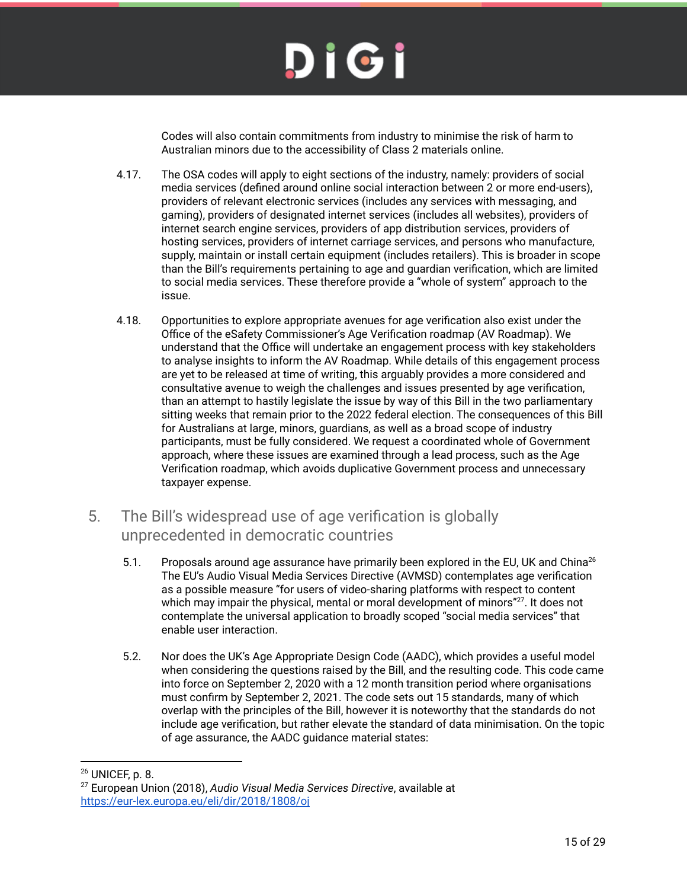Codes will also contain commitments from industry to minimise the risk of harm to Australian minors due to the accessibility of Class 2 materials online.

4.17. The OSA codes will apply to eight sections of the industry, namely: providers of social media services (defined around online social interaction between 2 or more end-users), providers of relevant electronic services (includes any services with messaging, and gaming), providers of designated internet services (includes all websites), providers of internet search engine services, providers of app distribution services, providers of hosting services, providers of internet carriage services, and persons who manufacture, supply, maintain or install certain equipment (includes retailers). This is broader in scope than the Bill's requirements pertaining to age and guardian verification, which are limited to social media services. These therefore provide a "whole of system" approach to the issue.

4.18. Opportunities to explore appropriate avenues for age verification also exist under the Office of the eSafety Commissioner's Age Verification roadmap (AV Roadmap). We understand that the Office will undertake an engagement process with key stakeholders to analyse insights to inform the AV Roadmap. While details of this engagement process are yet to be released at time of writing, this arguably provides a more considered and consultative avenue to weigh the challenges and issues presented by age verification, than an attempt to hastily legislate the issue by way of this Bill in the two parliamentary sitting weeks that remain prior to the 2022 federal election. The consequences of this Bill for Australians at large, minors, guardians, as well as a broad scope of industry participants, must be fully considered. We request a coordinated whole of Government approach, where these issues are examined through a lead process, such as the Age Verification roadmap, which avoids duplicative Government process and unnecessary taxpayer expense.

## 5. The Bill's widespread use of age verification is globally unprecedented in democratic countries

5.1. Proposals around age assurance have primarily been explored in the EU, UK and China[26] The EU's Audio Visual Media Services Directive (AVMSD) contemplates age verification as a possible measure "for users of video-sharing platforms with respect to content which may impair the physical, mental or moral development of minors"[27]. It does not contemplate the universal application to broadly scoped "social media services" that enable user interaction.

5.2. Nor does the UK's Age Appropriate Design Code (AADC), which provides a useful model when considering the questions raised by the Bill, and the resulting code. This code came into force on September 2, 2020 with a 12 month transition period where organisations must confirm by September 2, 2021. The code sets out 15 standards, many of which overlap with the principles of the Bill, however it is noteworthy that the standards do not include age verification, but rather elevate the standard of data minimisation. On the topic of age assurance, the AADC guidance material states:

---

[26] UNICEF, p. 8.

[27] European Union (2018), *Audio Visual Media Services Directive*, available at https://eur-lex.europa.eu/eli/dir/2018/1808/oj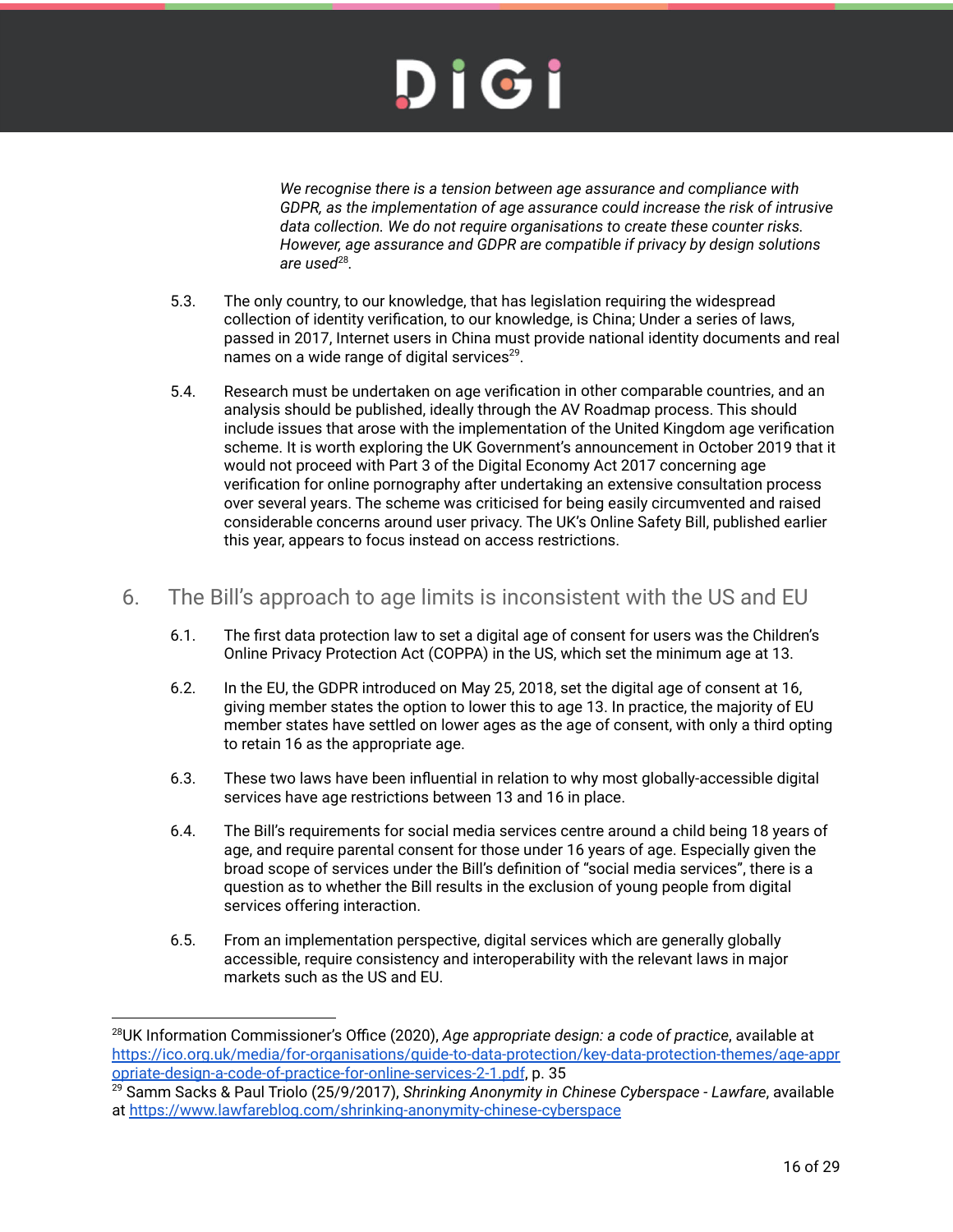*We recognise there is a tension between age assurance and compliance with GDPR, as the implementation of age assurance could increase the risk of intrusive data collection. We do not require organisations to create these counter risks. However, age assurance and GDPR are compatible if privacy by design solutions are used*[28].

5.3. The only country, to our knowledge, that has legislation requiring the widespread collection of identity verification, to our knowledge, is China; Under a series of laws, passed in 2017, Internet users in China must provide national identity documents and real names on a wide range of digital services[29].

5.4. Research must be undertaken on age verification in other comparable countries, and an analysis should be published, ideally through the AV Roadmap process. This should include issues that arose with the implementation of the United Kingdom age verification scheme. It is worth exploring the UK Government's announcement in October 2019 that it would not proceed with Part 3 of the Digital Economy Act 2017 concerning age verification for online pornography after undertaking an extensive consultation process over several years. The scheme was criticised for being easily circumvented and raised considerable concerns around user privacy. The UK's Online Safety Bill, published earlier this year, appears to focus instead on access restrictions.

## 6. The Bill's approach to age limits is inconsistent with the US and EU

6.1. The first data protection law to set a digital age of consent for users was the Children's Online Privacy Protection Act (COPPA) in the US, which set the minimum age at 13.

6.2. In the EU, the GDPR introduced on May 25, 2018, set the digital age of consent at 16, giving member states the option to lower this to age 13. In practice, the majority of EU member states have settled on lower ages as the age of consent, with only a third opting to retain 16 as the appropriate age.

6.3. These two laws have been influential in relation to why most globally-accessible digital services have age restrictions between 13 and 16 in place.

6.4. The Bill's requirements for social media services centre around a child being 18 years of age, and require parental consent for those under 16 years of age. Especially given the broad scope of services under the Bill's definition of "social media services", there is a question as to whether the Bill results in the exclusion of young people from digital services offering interaction.

6.5. From an implementation perspective, digital services which are generally globally accessible, require consistency and interoperability with the relevant laws in major markets such as the US and EU.

---

[28] UK Information Commissioner's Office (2020), *Age appropriate design: a code of practice*, available at https://ico.org.uk/media/for-organisations/guide-to-data-protection/key-data-protection-themes/age-appropriate-design-a-code-of-practice-for-online-services-2-1.pdf, p. 35

[29] Samm Sacks & Paul Triolo (25/9/2017), *Shrinking Anonymity in Chinese Cyberspace - Lawfare*, available at https://www.lawfareblog.com/shrinking-anonymity-chinese-cyberspace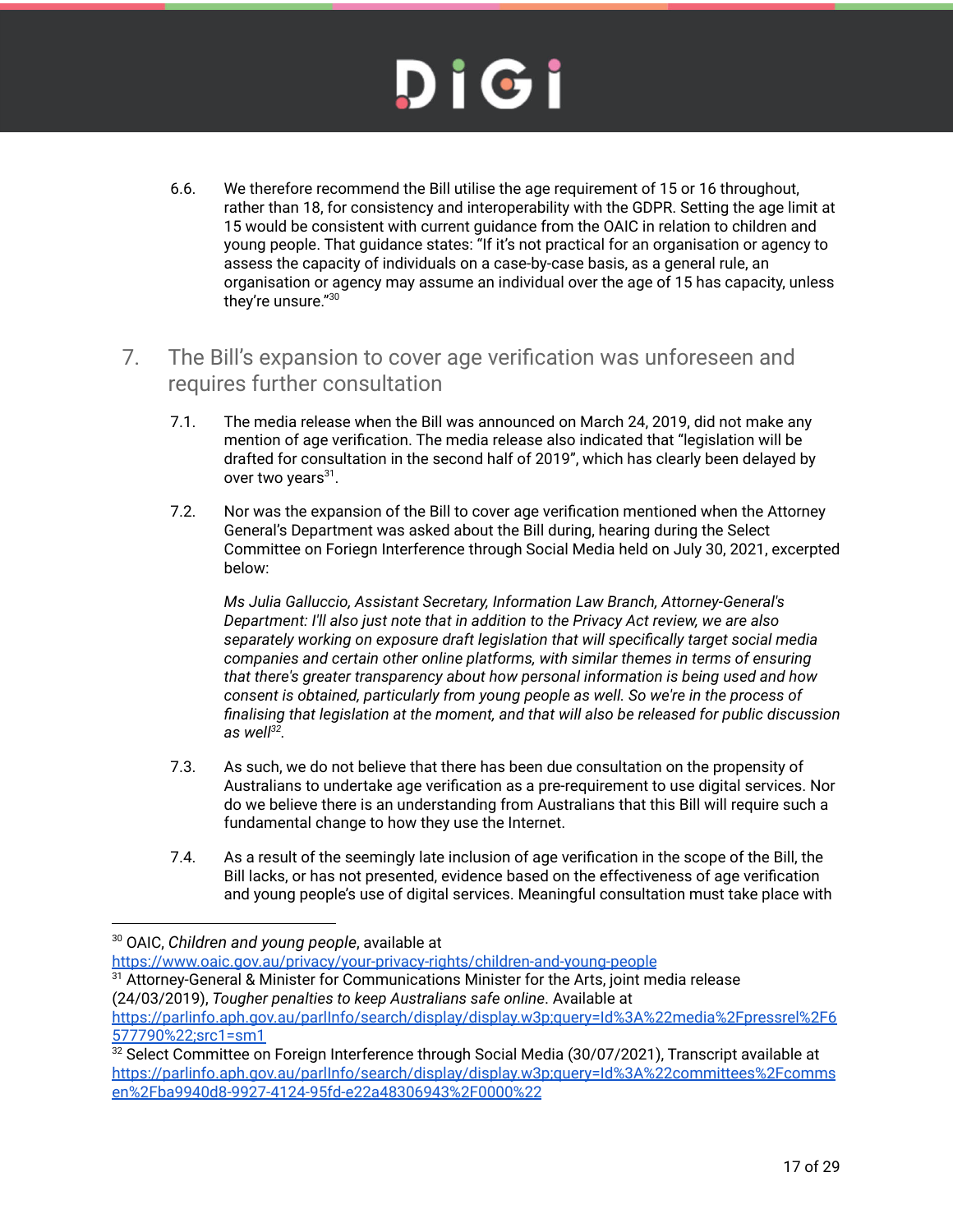6.6. We therefore recommend the Bill utilise the age requirement of 15 or 16 throughout, rather than 18, for consistency and interoperability with the GDPR. Setting the age limit at 15 would be consistent with current guidance from the OAIC in relation to children and young people. That guidance states: "If it's not practical for an organisation or agency to assess the capacity of individuals on a case-by-case basis, as a general rule, an organisation or agency may assume an individual over the age of 15 has capacity, unless they're unsure."[30]

## 7. The Bill's expansion to cover age verification was unforeseen and requires further consultation

7.1. The media release when the Bill was announced on March 24, 2019, did not make any mention of age verification. The media release also indicated that "legislation will be drafted for consultation in the second half of 2019", which has clearly been delayed by over two years[31].

7.2. Nor was the expansion of the Bill to cover age verification mentioned when the Attorney General's Department was asked about the Bill during, hearing during the Select Committee on Foriegn Interference through Social Media held on July 30, 2021, excerpted below:

> *Ms Julia Galluccio, Assistant Secretary, Information Law Branch, Attorney-General's Department: I'll also just note that in addition to the Privacy Act review, we are also separately working on exposure draft legislation that will specifically target social media companies and certain other online platforms, with similar themes in terms of ensuring that there's greater transparency about how personal information is being used and how consent is obtained, particularly from young people as well. So we're in the process of finalising that legislation at the moment, and that will also be released for public discussion as well*[32].

7.3. As such, we do not believe that there has been due consultation on the propensity of Australians to undertake age verification as a pre-requirement to use digital services. Nor do we believe there is an understanding from Australians that this Bill will require such a fundamental change to how they use the Internet.

7.4. As a result of the seemingly late inclusion of age verification in the scope of the Bill, the Bill lacks, or has not presented, evidence based on the effectiveness of age verification and young people's use of digital services. Meaningful consultation must take place with

---

[30] OAIC, *Children and young people*, available at https://www.oaic.gov.au/privacy/your-privacy-rights/children-and-young-people

[31] Attorney-General & Minister for Communications Minister for the Arts, joint media release (24/03/2019), *Tougher penalties to keep Australians safe online*. Available at https://parlinfo.aph.gov.au/parlInfo/search/display/display.w3p;query=Id%3A%22media%2Fpressrel%2F6577790%22;src1=sm1

[32] Select Committee on Foreign Interference through Social Media (30/07/2021), Transcript available at https://parlinfo.aph.gov.au/parlInfo/search/display/display.w3p;query=Id%3A%22committees%2Fcommsen%2Fba9940d8-9927-4124-95fd-e22a48306943%2F0000%22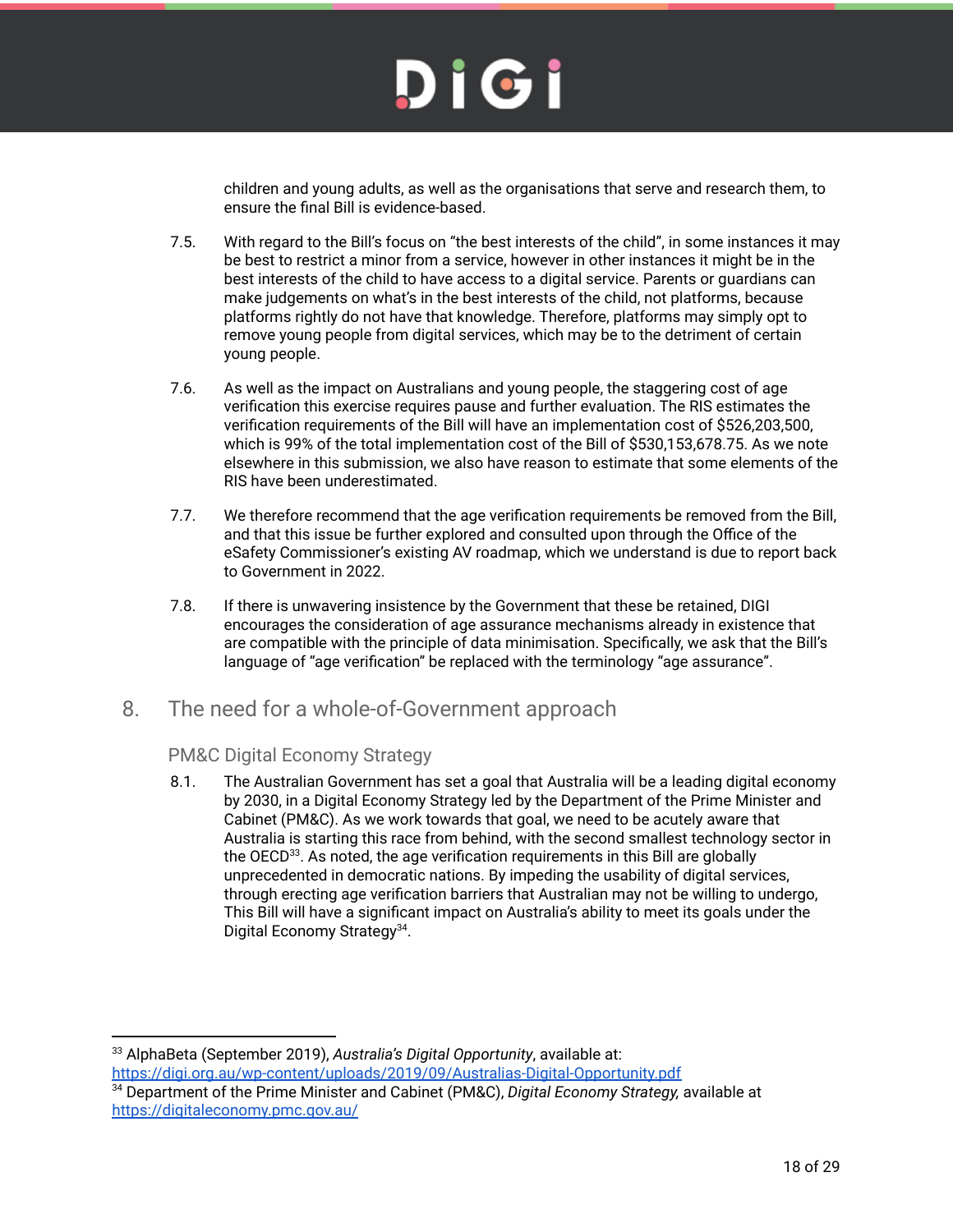children and young adults, as well as the organisations that serve and research them, to ensure the final Bill is evidence-based.

7.5. With regard to the Bill's focus on "the best interests of the child", in some instances it may be best to restrict a minor from a service, however in other instances it might be in the best interests of the child to have access to a digital service. Parents or guardians can make judgements on what's in the best interests of the child, not platforms, because platforms rightly do not have that knowledge. Therefore, platforms may simply opt to remove young people from digital services, which may be to the detriment of certain young people.

7.6. As well as the impact on Australians and young people, the staggering cost of age verification this exercise requires pause and further evaluation. The RIS estimates the verification requirements of the Bill will have an implementation cost of $526,203,500, which is 99% of the total implementation cost of the Bill of $530,153,678.75. As we note elsewhere in this submission, we also have reason to estimate that some elements of the RIS have been underestimated.

7.7. We therefore recommend that the age verification requirements be removed from the Bill, and that this issue be further explored and consulted upon through the Office of the eSafety Commissioner's existing AV roadmap, which we understand is due to report back to Government in 2022.

7.8. If there is unwavering insistence by the Government that these be retained, DIGI encourages the consideration of age assurance mechanisms already in existence that are compatible with the principle of data minimisation. Specifically, we ask that the Bill's language of "age verification" be replaced with the terminology "age assurance".

## 8. The need for a whole-of-Government approach

### PM&C Digital Economy Strategy

8.1. The Australian Government has set a goal that Australia will be a leading digital economy by 2030, in a Digital Economy Strategy led by the Department of the Prime Minister and Cabinet (PM&C). As we work towards that goal, we need to be acutely aware that Australia is starting this race from behind, with the second smallest technology sector in the OECD[33]. As noted, the age verification requirements in this Bill are globally unprecedented in democratic nations. By impeding the usability of digital services, through erecting age verification barriers that Australian may not be willing to undergo, This Bill will have a significant impact on Australia's ability to meet its goals under the Digital Economy Strategy[34].

---

[33] AlphaBeta (September 2019), *Australia's Digital Opportunity*, available at: https://digi.org.au/wp-content/uploads/2019/09/Australias-Digital-Opportunity.pdf

[34] Department of the Prime Minister and Cabinet (PM&C), *Digital Economy Strategy,* available at https://digitaleconomy.pmc.gov.au/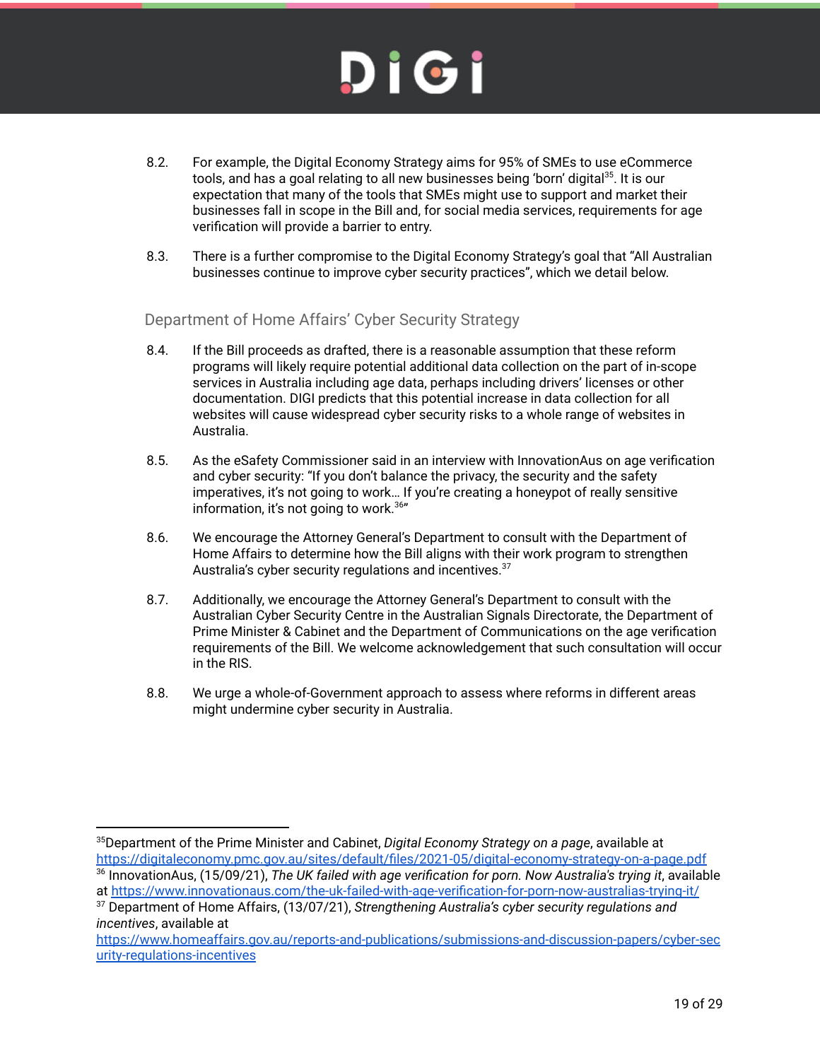8.2. For example, the Digital Economy Strategy aims for 95% of SMEs to use eCommerce tools, and has a goal relating to all new businesses being 'born' digital[35]. It is our expectation that many of the tools that SMEs might use to support and market their businesses fall in scope in the Bill and, for social media services, requirements for age verification will provide a barrier to entry.

8.3. There is a further compromise to the Digital Economy Strategy's goal that "All Australian businesses continue to improve cyber security practices", which we detail below.

## Department of Home Affairs' Cyber Security Strategy

8.4. If the Bill proceeds as drafted, there is a reasonable assumption that these reform programs will likely require potential additional data collection on the part of in-scope services in Australia including age data, perhaps including drivers' licenses or other documentation. DIGI predicts that this potential increase in data collection for all websites will cause widespread cyber security risks to a whole range of websites in Australia.

8.5. As the eSafety Commissioner said in an interview with InnovationAus on age verification and cyber security: "If you don't balance the privacy, the security and the safety imperatives, it's not going to work… If you're creating a honeypot of really sensitive information, it's not going to work.[36]"

8.6. We encourage the Attorney General's Department to consult with the Department of Home Affairs to determine how the Bill aligns with their work program to strengthen Australia's cyber security regulations and incentives.[37]

8.7. Additionally, we encourage the Attorney General's Department to consult with the Australian Cyber Security Centre in the Australian Signals Directorate, the Department of Prime Minister & Cabinet and the Department of Communications on the age verification requirements of the Bill. We welcome acknowledgement that such consultation will occur in the RIS.

8.8. We urge a whole-of-Government approach to assess where reforms in different areas might undermine cyber security in Australia.

---

[35] Department of the Prime Minister and Cabinet, *Digital Economy Strategy on a page*, available at https://digitaleconomy.pmc.gov.au/sites/default/files/2021-05/digital-economy-strategy-on-a-page.pdf

[36] InnovationAus, (15/09/21), *The UK failed with age verification for porn. Now Australia's trying it*, available at https://www.innovationaus.com/the-uk-failed-with-age-verification-for-porn-now-australias-trying-it/

[37] Department of Home Affairs, (13/07/21), *Strengthening Australia's cyber security regulations and incentives*, available at https://www.homeaffairs.gov.au/reports-and-publications/submissions-and-discussion-papers/cyber-security-regulations-incentives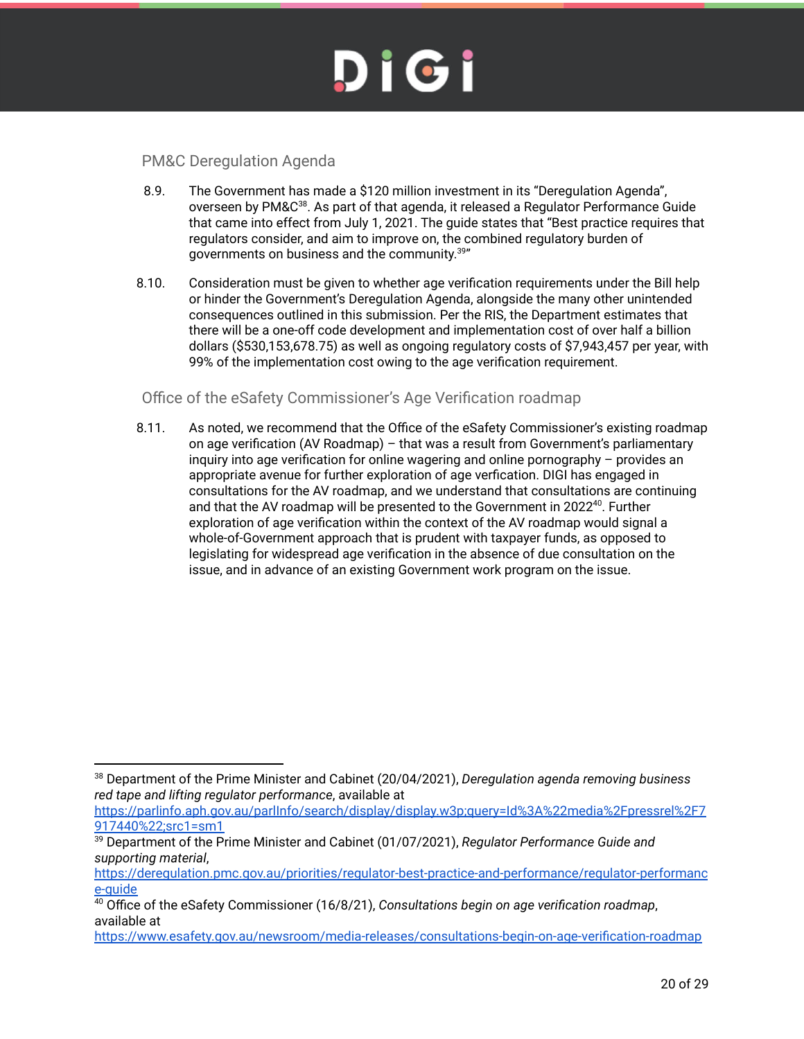## PM&C Deregulation Agenda

8.9. The Government has made a $120 million investment in its "Deregulation Agenda", overseen by PM&C[38]. As part of that agenda, it released a Regulator Performance Guide that came into effect from July 1, 2021. The guide states that "Best practice requires that regulators consider, and aim to improve on, the combined regulatory burden of governments on business and the community.[39]"

8.10. Consideration must be given to whether age verification requirements under the Bill help or hinder the Government's Deregulation Agenda, alongside the many other unintended consequences outlined in this submission. Per the RIS, the Department estimates that there will be a one-off code development and implementation cost of over half a billion dollars ($530,153,678.75) as well as ongoing regulatory costs of $7,943,457 per year, with 99% of the implementation cost owing to the age verification requirement.

## Office of the eSafety Commissioner's Age Verification roadmap

8.11. As noted, we recommend that the Office of the eSafety Commissioner's existing roadmap on age verification (AV Roadmap) – that was a result from Government's parliamentary inquiry into age verification for online wagering and online pornography – provides an appropriate avenue for further exploration of age verfication. DIGI has engaged in consultations for the AV roadmap, and we understand that consultations are continuing and that the AV roadmap will be presented to the Government in 2022[40]. Further exploration of age verification within the context of the AV roadmap would signal a whole-of-Government approach that is prudent with taxpayer funds, as opposed to legislating for widespread age verification in the absence of due consultation on the issue, and in advance of an existing Government work program on the issue.

---

[38] Department of the Prime Minister and Cabinet (20/04/2021), *Deregulation agenda removing business red tape and lifting regulator performance*, available at https://parlinfo.aph.gov.au/parlInfo/search/display/display.w3p;query=Id%3A%22media%2Fpressrel%2F7917440%22;src1=sm1

[39] Department of the Prime Minister and Cabinet (01/07/2021), *Regulator Performance Guide and supporting material*, https://deregulation.pmc.gov.au/priorities/regulator-best-practice-and-performance/regulator-performance-guide

[40] Office of the eSafety Commissioner (16/8/21), *Consultations begin on age verification roadmap*, available at https://www.esafety.gov.au/newsroom/media-releases/consultations-begin-on-age-verification-roadmap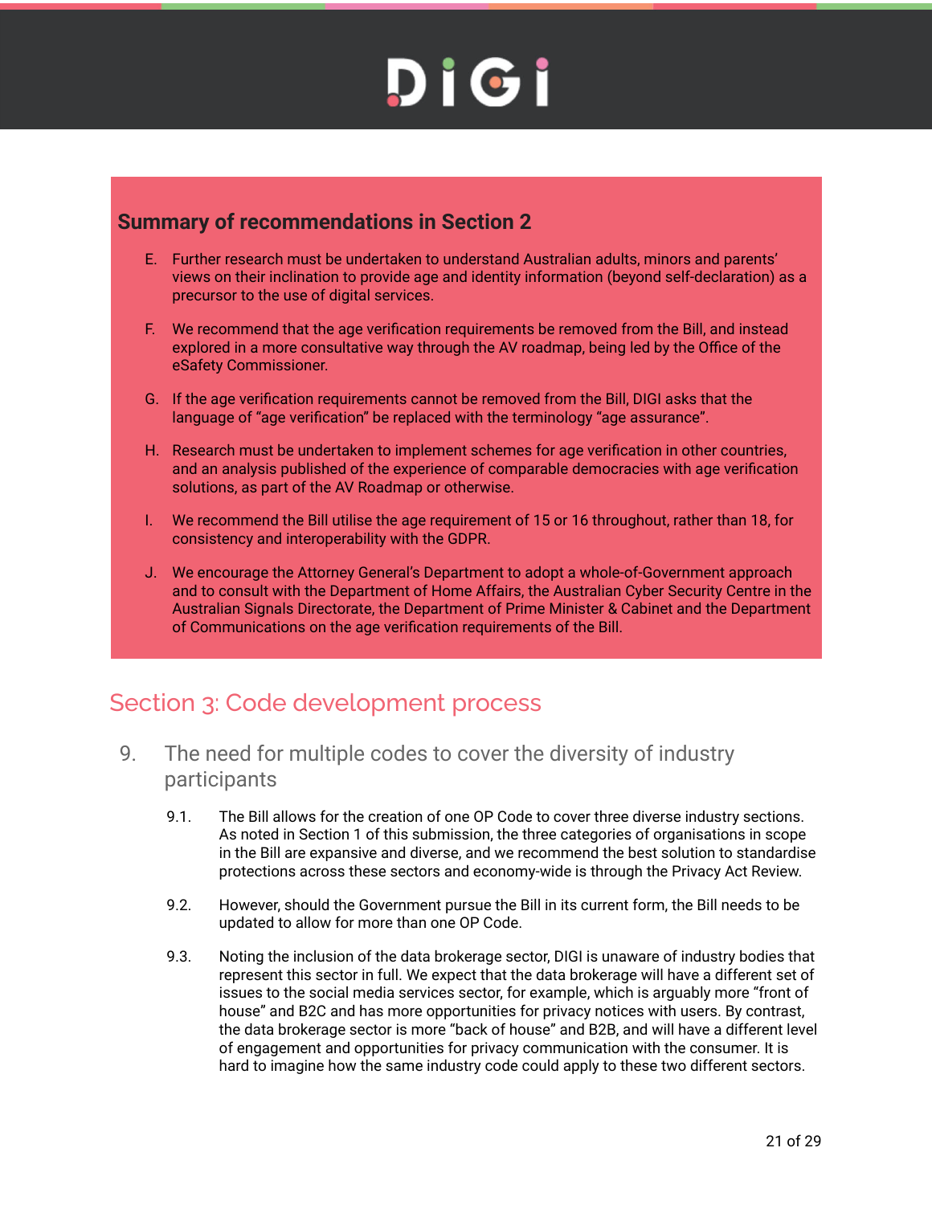## Summary of recommendations in Section 2

E. Further research must be undertaken to understand Australian adults, minors and parents' views on their inclination to provide age and identity information (beyond self-declaration) as a precursor to the use of digital services.

F. We recommend that the age verification requirements be removed from the Bill, and instead explored in a more consultative way through the AV roadmap, being led by the Office of the eSafety Commissioner.

G. If the age verification requirements cannot be removed from the Bill, DIGI asks that the language of "age verification" be replaced with the terminology "age assurance".

H. Research must be undertaken to implement schemes for age verification in other countries, and an analysis published of the experience of comparable democracies with age verification solutions, as part of the AV Roadmap or otherwise.

I. We recommend the Bill utilise the age requirement of 15 or 16 throughout, rather than 18, for consistency and interoperability with the GDPR.

J. We encourage the Attorney General's Department to adopt a whole-of-Government approach and to consult with the Department of Home Affairs, the Australian Cyber Security Centre in the Australian Signals Directorate, the Department of Prime Minister & Cabinet and the Department of Communications on the age verification requirements of the Bill.

# Section 3: Code development process

## 9. The need for multiple codes to cover the diversity of industry participants

9.1. The Bill allows for the creation of one OP Code to cover three diverse industry sections. As noted in Section 1 of this submission, the three categories of organisations in scope in the Bill are expansive and diverse, and we recommend the best solution to standardise protections across these sectors and economy-wide is through the Privacy Act Review.

9.2. However, should the Government pursue the Bill in its current form, the Bill needs to be updated to allow for more than one OP Code.

9.3. Noting the inclusion of the data brokerage sector, DIGI is unaware of industry bodies that represent this sector in full. We expect that the data brokerage will have a different set of issues to the social media services sector, for example, which is arguably more "front of house" and B2C and has more opportunities for privacy notices with users. By contrast, the data brokerage sector is more "back of house" and B2B, and will have a different level of engagement and opportunities for privacy communication with the consumer. It is hard to imagine how the same industry code could apply to these two different sectors.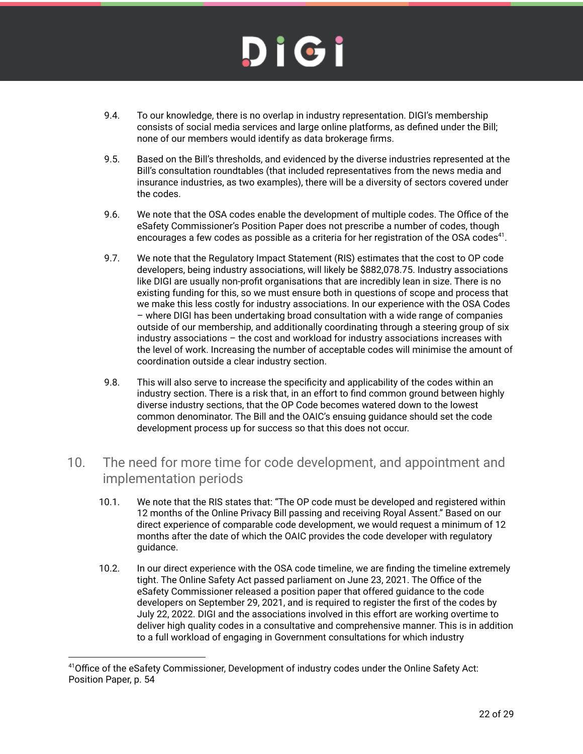9.4. To our knowledge, there is no overlap in industry representation. DIGI's membership consists of social media services and large online platforms, as defined under the Bill; none of our members would identify as data brokerage firms.

9.5. Based on the Bill's thresholds, and evidenced by the diverse industries represented at the Bill's consultation roundtables (that included representatives from the news media and insurance industries, as two examples), there will be a diversity of sectors covered under the codes.

9.6. We note that the OSA codes enable the development of multiple codes. The Office of the eSafety Commissioner's Position Paper does not prescribe a number of codes, though encourages a few codes as possible as a criteria for her registration of the OSA codes[41].

9.7. We note that the Regulatory Impact Statement (RIS) estimates that the cost to OP code developers, being industry associations, will likely be $882,078.75. Industry associations like DIGI are usually non-profit organisations that are incredibly lean in size. There is no existing funding for this, so we must ensure both in questions of scope and process that we make this less costly for industry associations. In our experience with the OSA Codes – where DIGI has been undertaking broad consultation with a wide range of companies outside of our membership, and additionally coordinating through a steering group of six industry associations – the cost and workload for industry associations increases with the level of work. Increasing the number of acceptable codes will minimise the amount of coordination outside a clear industry section.

9.8. This will also serve to increase the specificity and applicability of the codes within an industry section. There is a risk that, in an effort to find common ground between highly diverse industry sections, that the OP Code becomes watered down to the lowest common denominator. The Bill and the OAIC's ensuing guidance should set the code development process up for success so that this does not occur.

## 10. The need for more time for code development, and appointment and implementation periods

10.1. We note that the RIS states that: "The OP code must be developed and registered within 12 months of the Online Privacy Bill passing and receiving Royal Assent." Based on our direct experience of comparable code development, we would request a minimum of 12 months after the date of which the OAIC provides the code developer with regulatory guidance.

10.2. In our direct experience with the OSA code timeline, we are finding the timeline extremely tight. The Online Safety Act passed parliament on June 23, 2021. The Office of the eSafety Commissioner released a position paper that offered guidance to the code developers on September 29, 2021, and is required to register the first of the codes by July 22, 2022. DIGI and the associations involved in this effort are working overtime to deliver high quality codes in a consultative and comprehensive manner. This is in addition to a full workload of engaging in Government consultations for which industry

[41] Office of the eSafety Commissioner, Development of industry codes under the Online Safety Act: Position Paper, p. 54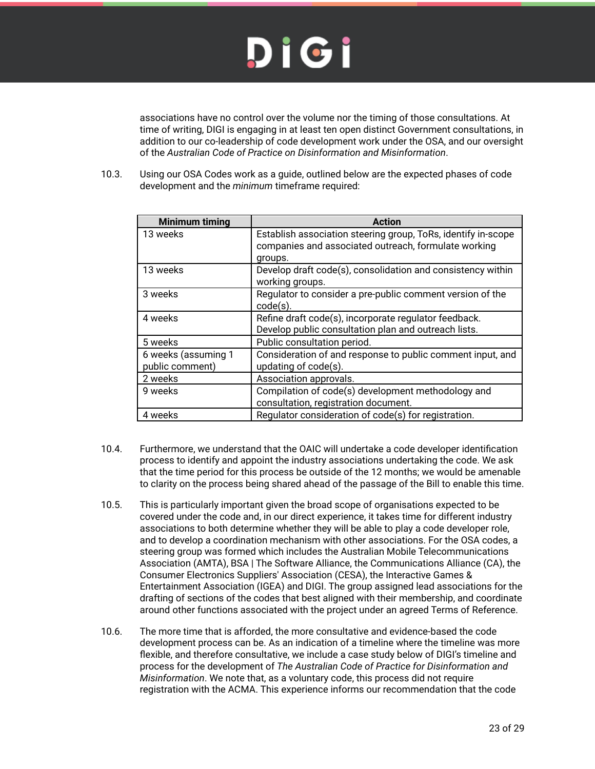associations have no control over the volume nor the timing of those consultations. At time of writing, DIGI is engaging in at least ten open distinct Government consultations, in addition to our co-leadership of code development work under the OSA, and our oversight of the *Australian Code of Practice on Disinformation and Misinformation*.

10.3. Using our OSA Codes work as a guide, outlined below are the expected phases of code development and the *minimum* timeframe required:

| Minimum timing | Action |
|---|---|
| 13 weeks | Establish association steering group, ToRs, identify in-scope companies and associated outreach, formulate working groups. |
| 13 weeks | Develop draft code(s), consolidation and consistency within working groups. |
| 3 weeks | Regulator to consider a pre-public comment version of the code(s). |
| 4 weeks | Refine draft code(s), incorporate regulator feedback. Develop public consultation plan and outreach lists. |
| 5 weeks | Public consultation period. |
| 6 weeks (assuming 1 public comment) | Consideration of and response to public comment input, and updating of code(s). |
| 2 weeks | Association approvals. |
| 9 weeks | Compilation of code(s) development methodology and consultation, registration document. |
| 4 weeks | Regulator consideration of code(s) for registration. |

10.4. Furthermore, we understand that the OAIC will undertake a code developer identification process to identify and appoint the industry associations undertaking the code. We ask that the time period for this process be outside of the 12 months; we would be amenable to clarity on the process being shared ahead of the passage of the Bill to enable this time.

10.5. This is particularly important given the broad scope of organisations expected to be covered under the code and, in our direct experience, it takes time for different industry associations to both determine whether they will be able to play a code developer role, and to develop a coordination mechanism with other associations. For the OSA codes, a steering group was formed which includes the Australian Mobile Telecommunications Association (AMTA), BSA | The Software Alliance, the Communications Alliance (CA), the Consumer Electronics Suppliers' Association (CESA), the Interactive Games & Entertainment Association (IGEA) and DIGI. The group assigned lead associations for the drafting of sections of the codes that best aligned with their membership, and coordinate around other functions associated with the project under an agreed Terms of Reference.

10.6. The more time that is afforded, the more consultative and evidence-based the code development process can be. As an indication of a timeline where the timeline was more flexible, and therefore consultative, we include a case study below of DIGI's timeline and process for the development of *The Australian Code of Practice for Disinformation and Misinformation*. We note that, as a voluntary code, this process did not require registration with the ACMA. This experience informs our recommendation that the code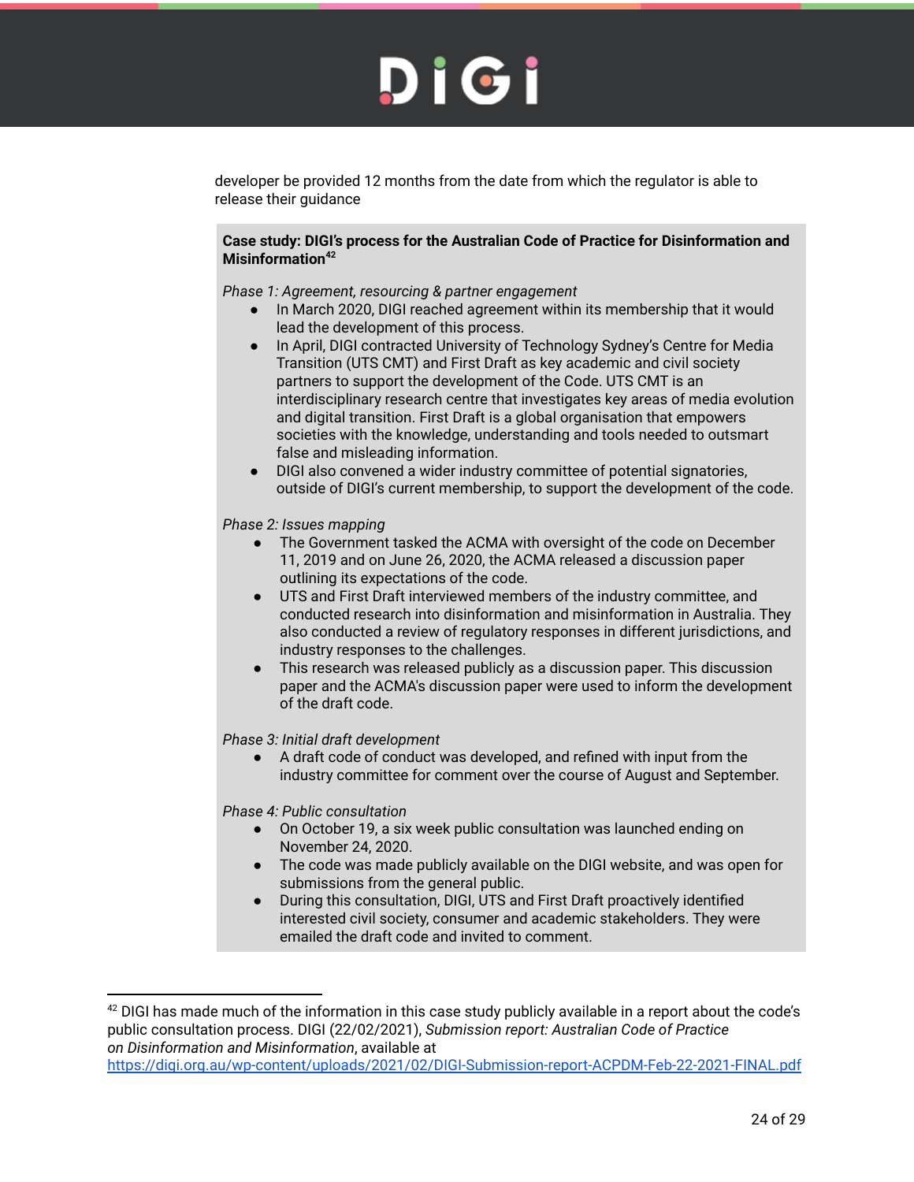developer be provided 12 months from the date from which the regulator is able to release their guidance

**Case study: DIGI's process for the Australian Code of Practice for Disinformation and Misinformation**[42]

*Phase 1: Agreement, resourcing & partner engagement*

- In March 2020, DIGI reached agreement within its membership that it would lead the development of this process.
- In April, DIGI contracted University of Technology Sydney's Centre for Media Transition (UTS CMT) and First Draft as key academic and civil society partners to support the development of the Code. UTS CMT is an interdisciplinary research centre that investigates key areas of media evolution and digital transition. First Draft is a global organisation that empowers societies with the knowledge, understanding and tools needed to outsmart false and misleading information.
- DIGI also convened a wider industry committee of potential signatories, outside of DIGI's current membership, to support the development of the code.

*Phase 2: Issues mapping*

- The Government tasked the ACMA with oversight of the code on December 11, 2019 and on June 26, 2020, the ACMA released a discussion paper outlining its expectations of the code.
- UTS and First Draft interviewed members of the industry committee, and conducted research into disinformation and misinformation in Australia. They also conducted a review of regulatory responses in different jurisdictions, and industry responses to the challenges.
- This research was released publicly as a discussion paper. This discussion paper and the ACMA's discussion paper were used to inform the development of the draft code.

*Phase 3: Initial draft development*

- A draft code of conduct was developed, and refined with input from the industry committee for comment over the course of August and September.

*Phase 4: Public consultation*

- On October 19, a six week public consultation was launched ending on November 24, 2020.
- The code was made publicly available on the DIGI website, and was open for submissions from the general public.
- During this consultation, DIGI, UTS and First Draft proactively identified interested civil society, consumer and academic stakeholders. They were emailed the draft code and invited to comment.

---

[42] DIGI has made much of the information in this case study publicly available in a report about the code's public consultation process. DIGI (22/02/2021), *Submission report: Australian Code of Practice on Disinformation and Misinformation*, available at https://digi.org.au/wp-content/uploads/2021/02/DIGI-Submission-report-ACPDM-Feb-22-2021-FINAL.pdf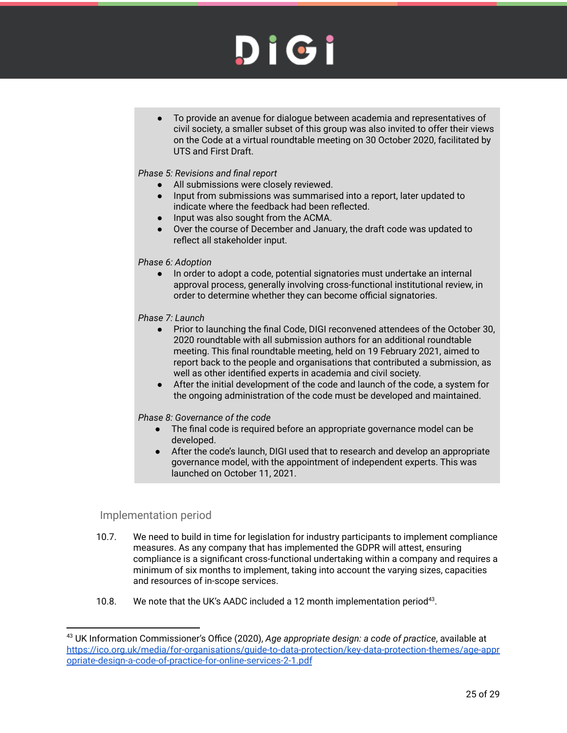- To provide an avenue for dialogue between academia and representatives of civil society, a smaller subset of this group was also invited to offer their views on the Code at a virtual roundtable meeting on 30 October 2020, facilitated by UTS and First Draft.

*Phase 5: Revisions and final report*

- All submissions were closely reviewed.
- Input from submissions was summarised into a report, later updated to indicate where the feedback had been reflected.
- Input was also sought from the ACMA.
- Over the course of December and January, the draft code was updated to reflect all stakeholder input.

*Phase 6: Adoption*

- In order to adopt a code, potential signatories must undertake an internal approval process, generally involving cross-functional institutional review, in order to determine whether they can become official signatories.

*Phase 7: Launch*

- Prior to launching the final Code, DIGI reconvened attendees of the October 30, 2020 roundtable with all submission authors for an additional roundtable meeting. This final roundtable meeting, held on 19 February 2021, aimed to report back to the people and organisations that contributed a submission, as well as other identified experts in academia and civil society.
- After the initial development of the code and launch of the code, a system for the ongoing administration of the code must be developed and maintained.

*Phase 8: Governance of the code*

- The final code is required before an appropriate governance model can be developed.
- After the code's launch, DIGI used that to research and develop an appropriate governance model, with the appointment of independent experts. This was launched on October 11, 2021.

## Implementation period

10.7. We need to build in time for legislation for industry participants to implement compliance measures. As any company that has implemented the GDPR will attest, ensuring compliance is a significant cross-functional undertaking within a company and requires a minimum of six months to implement, taking into account the varying sizes, capacities and resources of in-scope services.

10.8. We note that the UK's AADC included a 12 month implementation period[43].

---

[43] UK Information Commissioner's Office (2020), *Age appropriate design: a code of practice*, available at https://ico.org.uk/media/for-organisations/guide-to-data-protection/key-data-protection-themes/age-appropriate-design-a-code-of-practice-for-online-services-2-1.pdf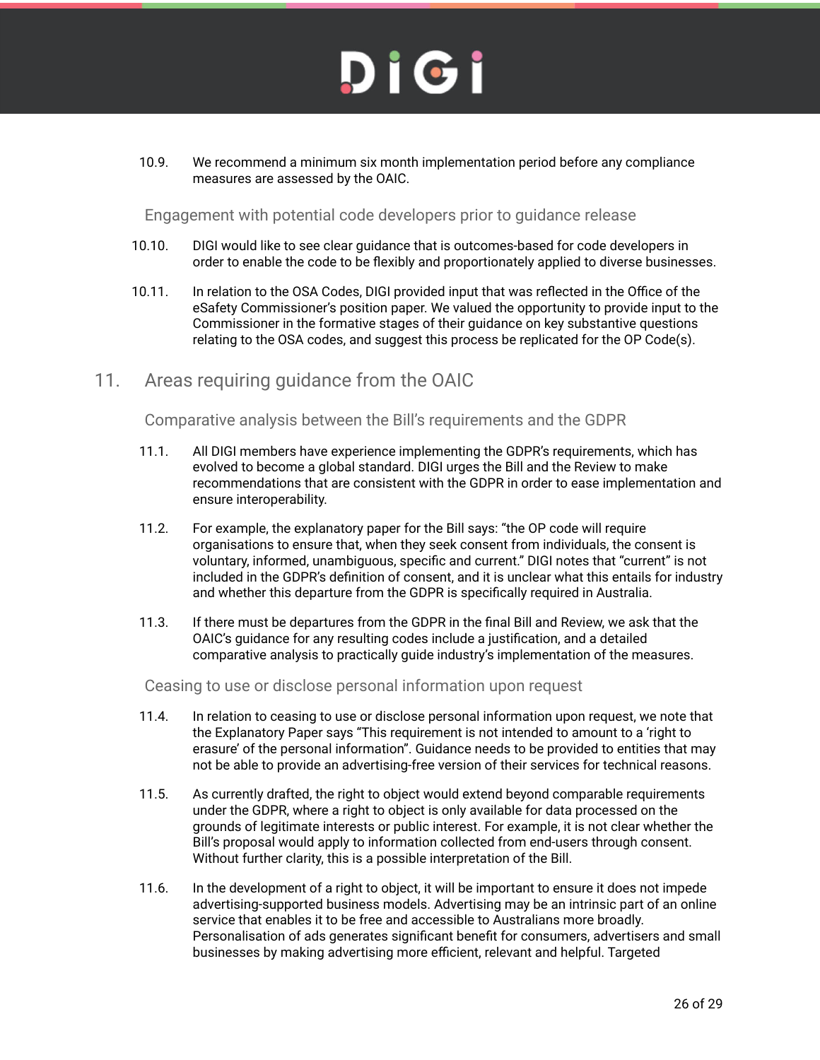10.9. We recommend a minimum six month implementation period before any compliance measures are assessed by the OAIC.

### Engagement with potential code developers prior to guidance release

10.10. DIGI would like to see clear guidance that is outcomes-based for code developers in order to enable the code to be flexibly and proportionately applied to diverse businesses.

10.11. In relation to the OSA Codes, DIGI provided input that was reflected in the Office of the eSafety Commissioner's position paper. We valued the opportunity to provide input to the Commissioner in the formative stages of their guidance on key substantive questions relating to the OSA codes, and suggest this process be replicated for the OP Code(s).

## 11. Areas requiring guidance from the OAIC

### Comparative analysis between the Bill's requirements and the GDPR

11.1. All DIGI members have experience implementing the GDPR's requirements, which has evolved to become a global standard. DIGI urges the Bill and the Review to make recommendations that are consistent with the GDPR in order to ease implementation and ensure interoperability.

11.2. For example, the explanatory paper for the Bill says: "the OP code will require organisations to ensure that, when they seek consent from individuals, the consent is voluntary, informed, unambiguous, specific and current." DIGI notes that "current" is not included in the GDPR's definition of consent, and it is unclear what this entails for industry and whether this departure from the GDPR is specifically required in Australia.

11.3. If there must be departures from the GDPR in the final Bill and Review, we ask that the OAIC's guidance for any resulting codes include a justification, and a detailed comparative analysis to practically guide industry's implementation of the measures.

### Ceasing to use or disclose personal information upon request

11.4. In relation to ceasing to use or disclose personal information upon request, we note that the Explanatory Paper says "This requirement is not intended to amount to a 'right to erasure' of the personal information". Guidance needs to be provided to entities that may not be able to provide an advertising-free version of their services for technical reasons.

11.5. As currently drafted, the right to object would extend beyond comparable requirements under the GDPR, where a right to object is only available for data processed on the grounds of legitimate interests or public interest. For example, it is not clear whether the Bill's proposal would apply to information collected from end-users through consent. Without further clarity, this is a possible interpretation of the Bill.

11.6. In the development of a right to object, it will be important to ensure it does not impede advertising-supported business models. Advertising may be an intrinsic part of an online service that enables it to be free and accessible to Australians more broadly. Personalisation of ads generates significant benefit for consumers, advertisers and small businesses by making advertising more efficient, relevant and helpful. Targeted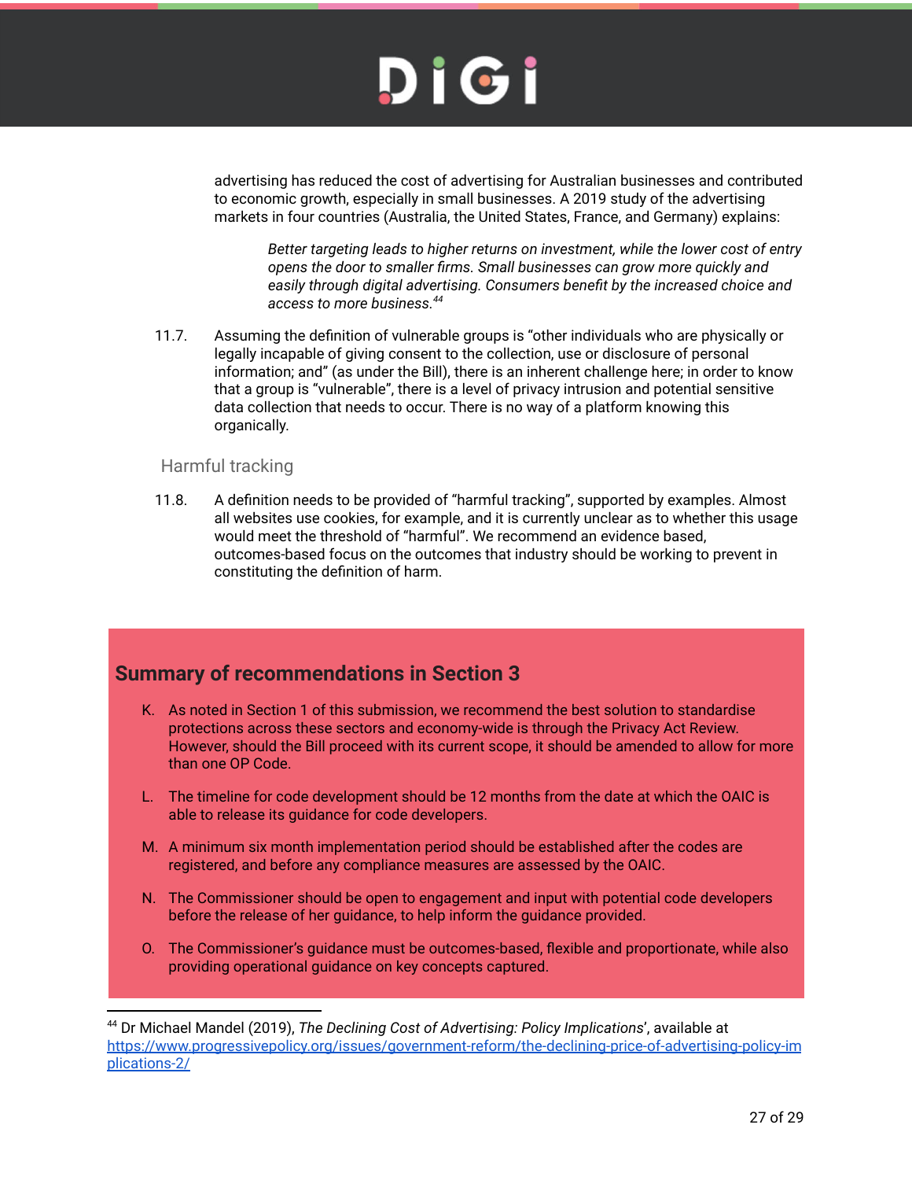advertising has reduced the cost of advertising for Australian businesses and contributed to economic growth, especially in small businesses. A 2019 study of the advertising markets in four countries (Australia, the United States, France, and Germany) explains:

> *Better targeting leads to higher returns on investment, while the lower cost of entry opens the door to smaller firms. Small businesses can grow more quickly and easily through digital advertising. Consumers benefit by the increased choice and access to more business.*[44]

11.7. Assuming the definition of vulnerable groups is "other individuals who are physically or legally incapable of giving consent to the collection, use or disclosure of personal information; and" (as under the Bill), there is an inherent challenge here; in order to know that a group is "vulnerable", there is a level of privacy intrusion and potential sensitive data collection that needs to occur. There is no way of a platform knowing this organically.

### Harmful tracking

11.8. A definition needs to be provided of "harmful tracking", supported by examples. Almost all websites use cookies, for example, and it is currently unclear as to whether this usage would meet the threshold of "harmful". We recommend an evidence based, outcomes-based focus on the outcomes that industry should be working to prevent in constituting the definition of harm.

## Summary of recommendations in Section 3

K. As noted in Section 1 of this submission, we recommend the best solution to standardise protections across these sectors and economy-wide is through the Privacy Act Review. However, should the Bill proceed with its current scope, it should be amended to allow for more than one OP Code.

L. The timeline for code development should be 12 months from the date at which the OAIC is able to release its guidance for code developers.

M. A minimum six month implementation period should be established after the codes are registered, and before any compliance measures are assessed by the OAIC.

N. The Commissioner should be open to engagement and input with potential code developers before the release of her guidance, to help inform the guidance provided.

O. The Commissioner's guidance must be outcomes-based, flexible and proportionate, while also providing operational guidance on key concepts captured.

---

[44] Dr Michael Mandel (2019), *The Declining Cost of Advertising: Policy Implications*', available at https://www.progressivepolicy.org/issues/government-reform/the-declining-price-of-advertising-policy-implications-2/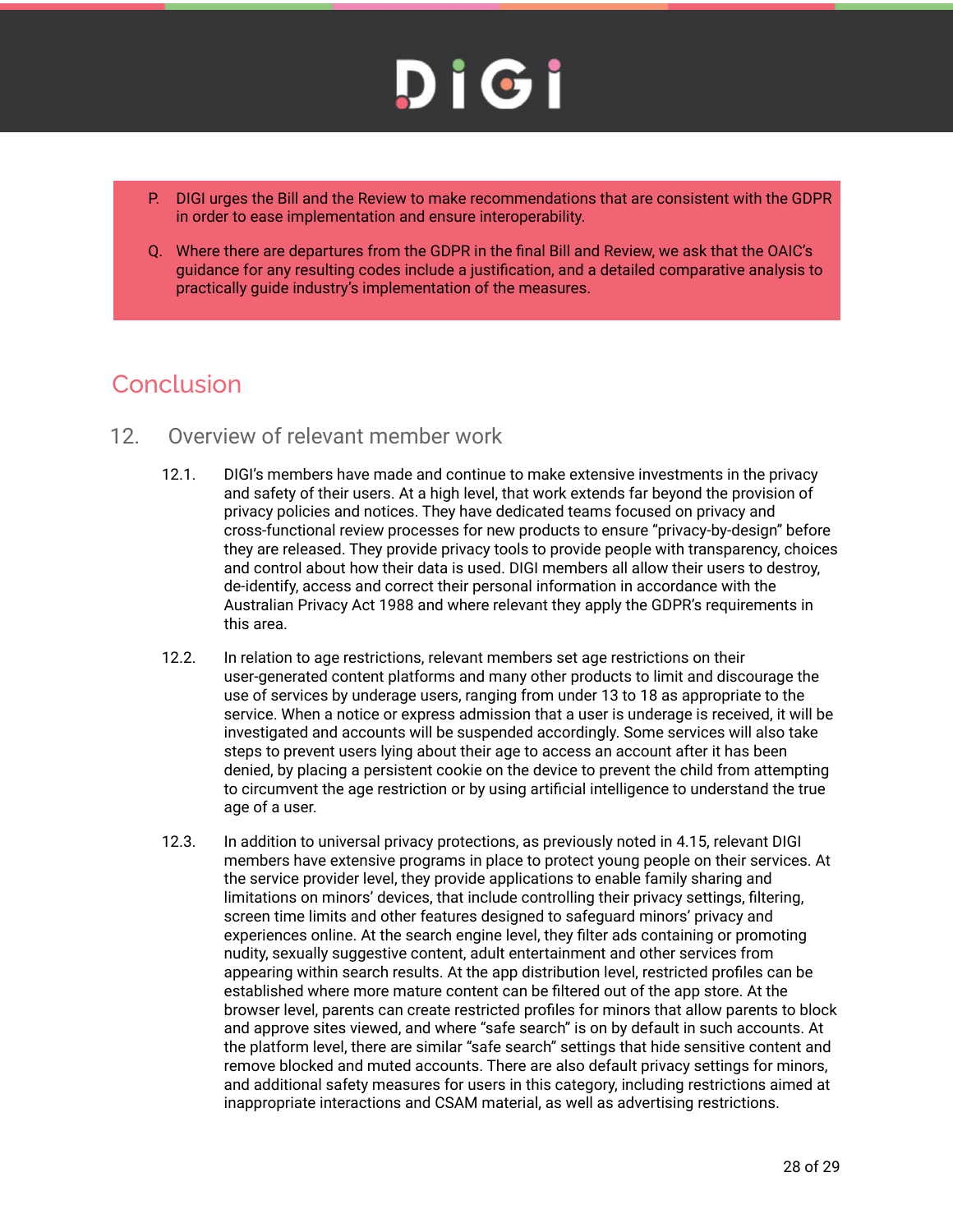P. DIGI urges the Bill and the Review to make recommendations that are consistent with the GDPR in order to ease implementation and ensure interoperability.

Q. Where there are departures from the GDPR in the final Bill and Review, we ask that the OAIC's guidance for any resulting codes include a justification, and a detailed comparative analysis to practically guide industry's implementation of the measures.

# Conclusion

## 12. Overview of relevant member work

12.1. DIGI's members have made and continue to make extensive investments in the privacy and safety of their users. At a high level, that work extends far beyond the provision of privacy policies and notices. They have dedicated teams focused on privacy and cross-functional review processes for new products to ensure "privacy-by-design" before they are released. They provide privacy tools to provide people with transparency, choices and control about how their data is used. DIGI members all allow their users to destroy, de-identify, access and correct their personal information in accordance with the Australian Privacy Act 1988 and where relevant they apply the GDPR's requirements in this area.

12.2. In relation to age restrictions, relevant members set age restrictions on their user-generated content platforms and many other products to limit and discourage the use of services by underage users, ranging from under 13 to 18 as appropriate to the service. When a notice or express admission that a user is underage is received, it will be investigated and accounts will be suspended accordingly. Some services will also take steps to prevent users lying about their age to access an account after it has been denied, by placing a persistent cookie on the device to prevent the child from attempting to circumvent the age restriction or by using artificial intelligence to understand the true age of a user.

12.3. In addition to universal privacy protections, as previously noted in 4.15, relevant DIGI members have extensive programs in place to protect young people on their services. At the service provider level, they provide applications to enable family sharing and limitations on minors' devices, that include controlling their privacy settings, filtering, screen time limits and other features designed to safeguard minors' privacy and experiences online. At the search engine level, they filter ads containing or promoting nudity, sexually suggestive content, adult entertainment and other services from appearing within search results. At the app distribution level, restricted profiles can be established where more mature content can be filtered out of the app store. At the browser level, parents can create restricted profiles for minors that allow parents to block and approve sites viewed, and where "safe search" is on by default in such accounts. At the platform level, there are similar "safe search" settings that hide sensitive content and remove blocked and muted accounts. There are also default privacy settings for minors, and additional safety measures for users in this category, including restrictions aimed at inappropriate interactions and CSAM material, as well as advertising restrictions.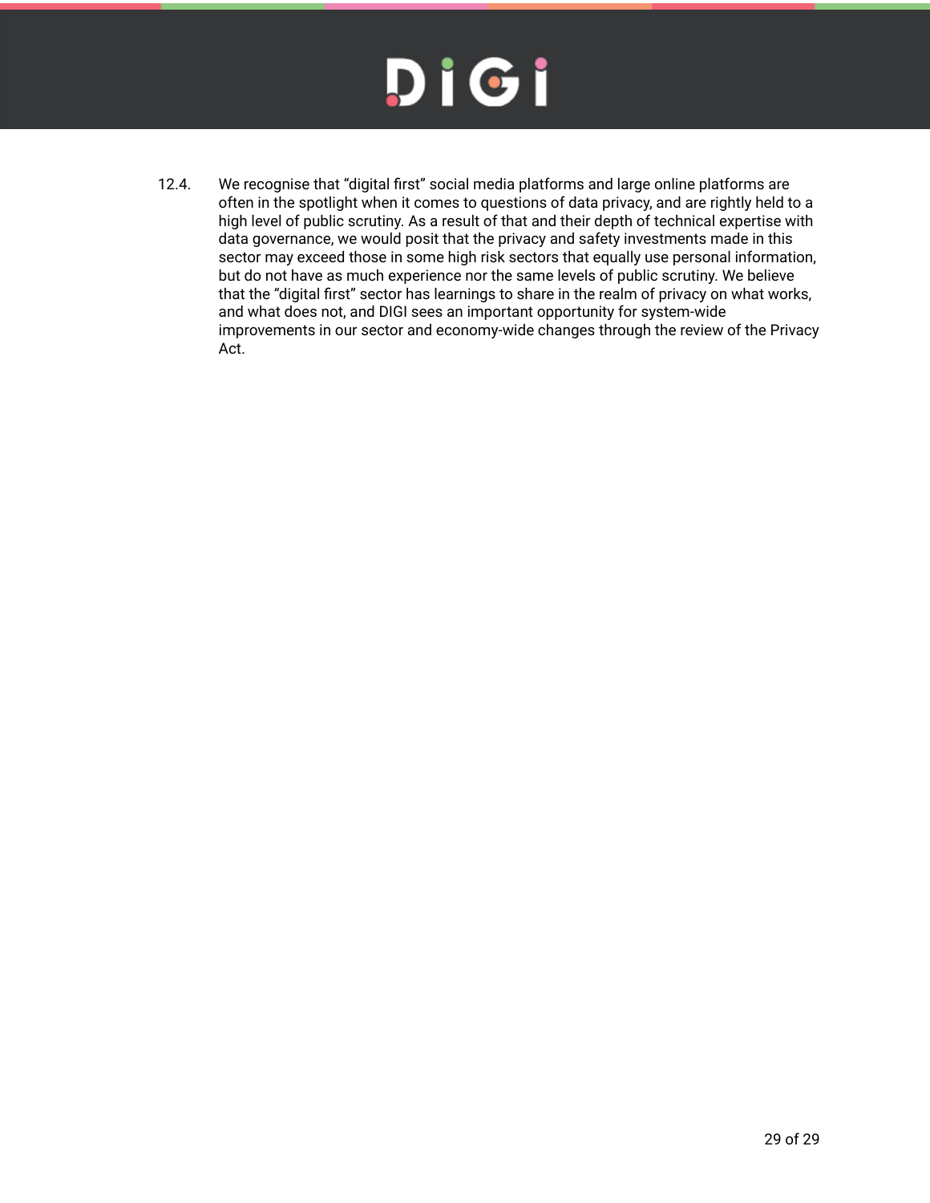12.4. We recognise that “digital first” social media platforms and large online platforms are often in the spotlight when it comes to questions of data privacy, and are rightly held to a high level of public scrutiny. As a result of that and their depth of technical expertise with data governance, we would posit that the privacy and safety investments made in this sector may exceed those in some high risk sectors that equally use personal information, but do not have as much experience nor the same levels of public scrutiny. We believe that the “digital first” sector has learnings to share in the realm of privacy on what works, and what does not, and DIGI sees an important opportunity for system-wide improvements in our sector and economy-wide changes through the review of the Privacy Act.